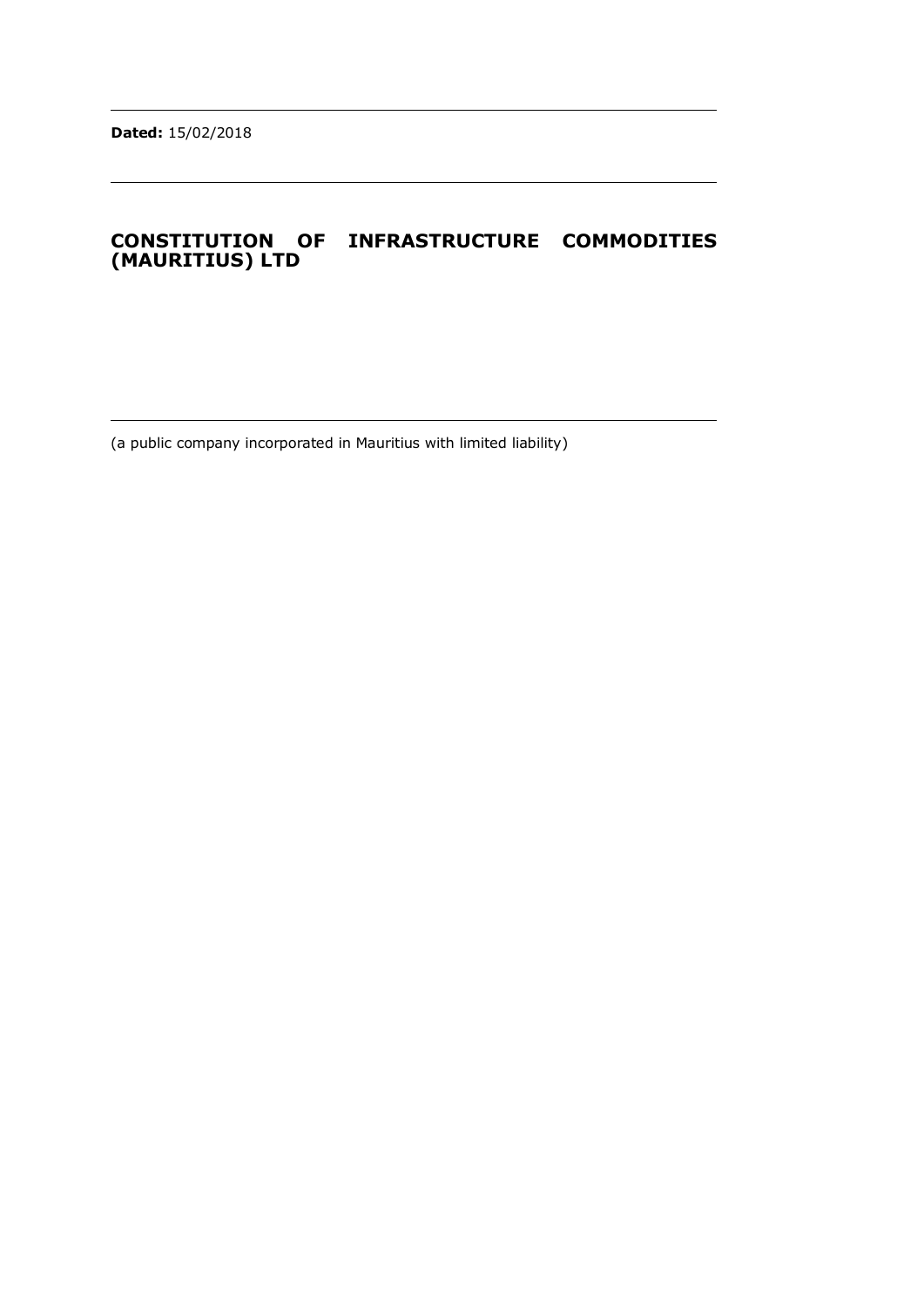**Dated:** 15/02/2018

# CONSTITUTION OF INFRASTRUCTURE COMMODITIES (MAURITIUS) LTD

(a public company incorporated in Mauritius with limited liability)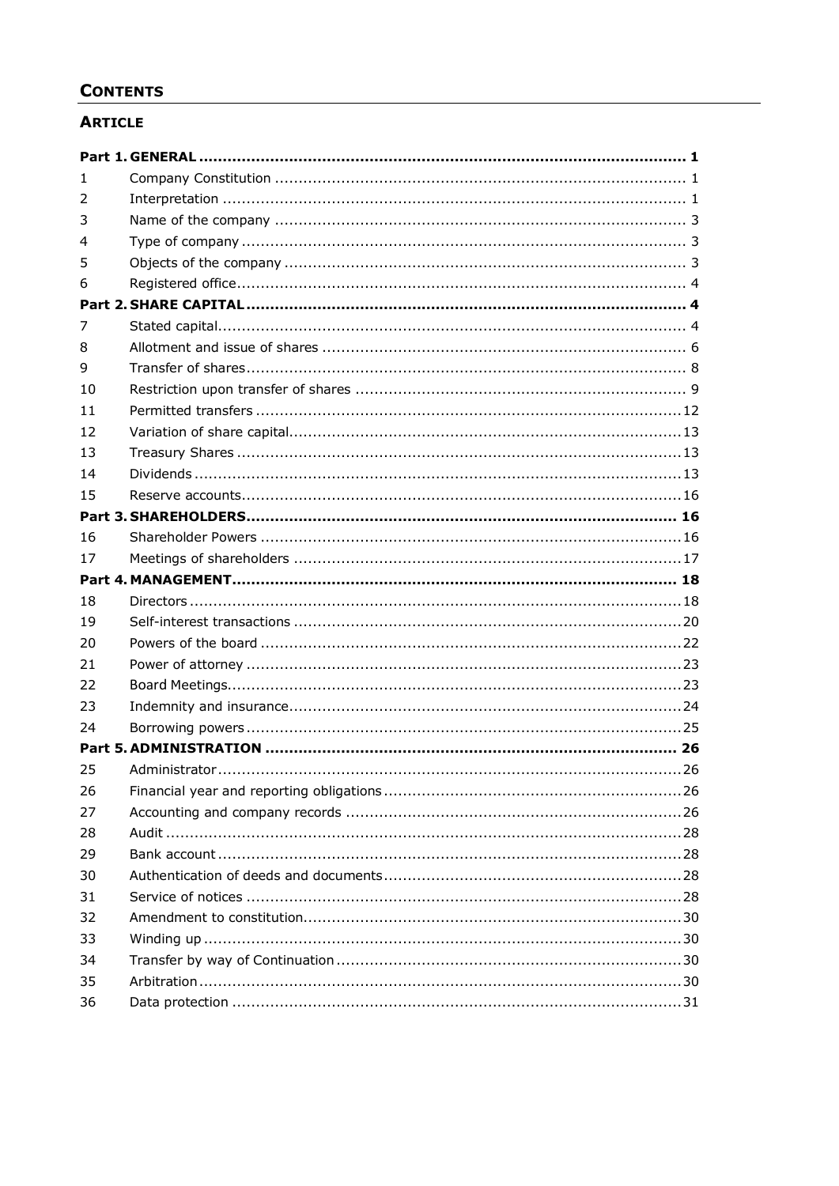## CONTENTS

### ARTICLE

| | | |
|---|---|---|
| **Part 1.** | **GENERAL** | **1** |
| 1 | Company Constitution | 1 |
| 2 | Interpretation | 1 |
| 3 | Name of the company | 3 |
| 4 | Type of company | 3 |
| 5 | Objects of the company | 3 |
| 6 | Registered office | 4 |
| **Part 2.** | **SHARE CAPITAL** | **4** |
| 7 | Stated capital | 4 |
| 8 | Allotment and issue of shares | 6 |
| 9 | Transfer of shares | 8 |
| 10 | Restriction upon transfer of shares | 9 |
| 11 | Permitted transfers | 12 |
| 12 | Variation of share capital | 13 |
| 13 | Treasury Shares | 13 |
| 14 | Dividends | 13 |
| 15 | Reserve accounts | 16 |
| **Part 3.** | **SHAREHOLDERS** | **16** |
| 16 | Shareholder Powers | 16 |
| 17 | Meetings of shareholders | 17 |
| **Part 4.** | **MANAGEMENT** | **18** |
| 18 | Directors | 18 |
| 19 | Self-interest transactions | 20 |
| 20 | Powers of the board | 22 |
| 21 | Power of attorney | 23 |
| 22 | Board Meetings | 23 |
| 23 | Indemnity and insurance | 24 |
| 24 | Borrowing powers | 25 |
| **Part 5.** | **ADMINISTRATION** | **26** |
| 25 | Administrator | 26 |
| 26 | Financial year and reporting obligations | 26 |
| 27 | Accounting and company records | 26 |
| 28 | Audit | 28 |
| 29 | Bank account | 28 |
| 30 | Authentication of deeds and documents | 28 |
| 31 | Service of notices | 28 |
| 32 | Amendment to constitution | 30 |
| 33 | Winding up | 30 |
| 34 | Transfer by way of Continuation | 30 |
| 35 | Arbitration | 30 |
| 36 | Data protection | 31 |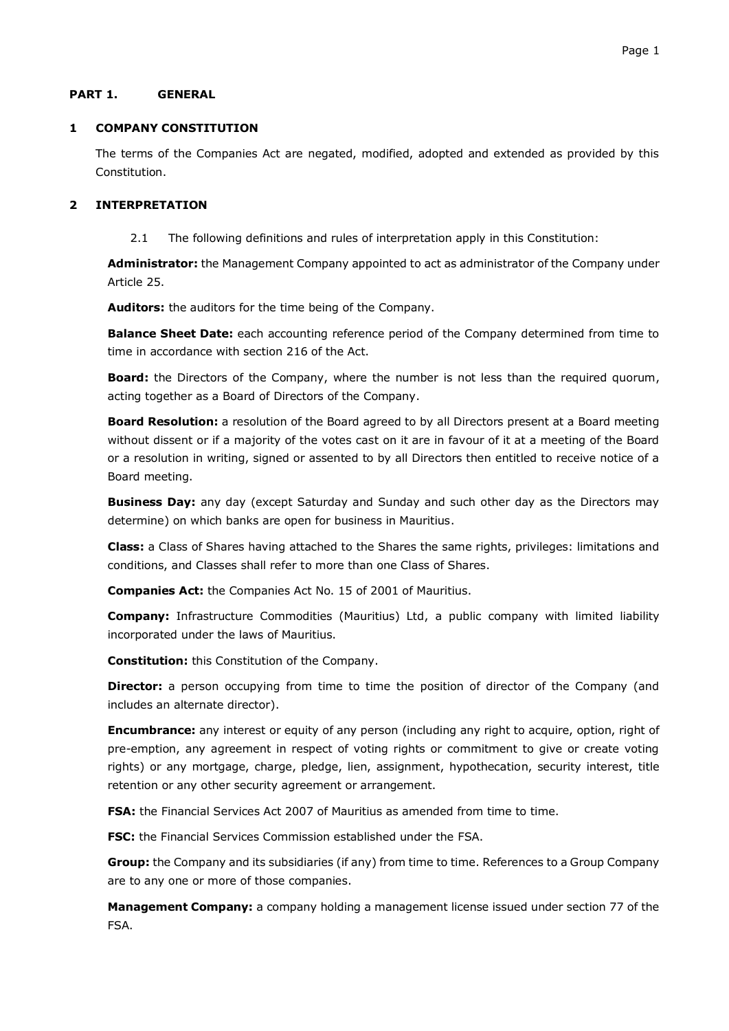## PART 1. GENERAL

### 1 COMPANY CONSTITUTION

The terms of the Companies Act are negated, modified, adopted and extended as provided by this Constitution.

### 2 INTERPRETATION

2.1 The following definitions and rules of interpretation apply in this Constitution:

**Administrator:** the Management Company appointed to act as administrator of the Company under Article 25.

**Auditors:** the auditors for the time being of the Company.

**Balance Sheet Date:** each accounting reference period of the Company determined from time to time in accordance with section 216 of the Act.

**Board:** the Directors of the Company, where the number is not less than the required quorum, acting together as a Board of Directors of the Company.

**Board Resolution:** a resolution of the Board agreed to by all Directors present at a Board meeting without dissent or if a majority of the votes cast on it are in favour of it at a meeting of the Board or a resolution in writing, signed or assented to by all Directors then entitled to receive notice of a Board meeting.

**Business Day:** any day (except Saturday and Sunday and such other day as the Directors may determine) on which banks are open for business in Mauritius.

**Class:** a Class of Shares having attached to the Shares the same rights, privileges: limitations and conditions, and Classes shall refer to more than one Class of Shares.

**Companies Act:** the Companies Act No. 15 of 2001 of Mauritius.

**Company:** Infrastructure Commodities (Mauritius) Ltd, a public company with limited liability incorporated under the laws of Mauritius.

**Constitution:** this Constitution of the Company.

**Director:** a person occupying from time to time the position of director of the Company (and includes an alternate director).

**Encumbrance:** any interest or equity of any person (including any right to acquire, option, right of pre-emption, any agreement in respect of voting rights or commitment to give or create voting rights) or any mortgage, charge, pledge, lien, assignment, hypothecation, security interest, title retention or any other security agreement or arrangement.

**FSA:** the Financial Services Act 2007 of Mauritius as amended from time to time.

**FSC:** the Financial Services Commission established under the FSA.

**Group:** the Company and its subsidiaries (if any) from time to time. References to a Group Company are to any one or more of those companies.

**Management Company:** a company holding a management license issued under section 77 of the FSA.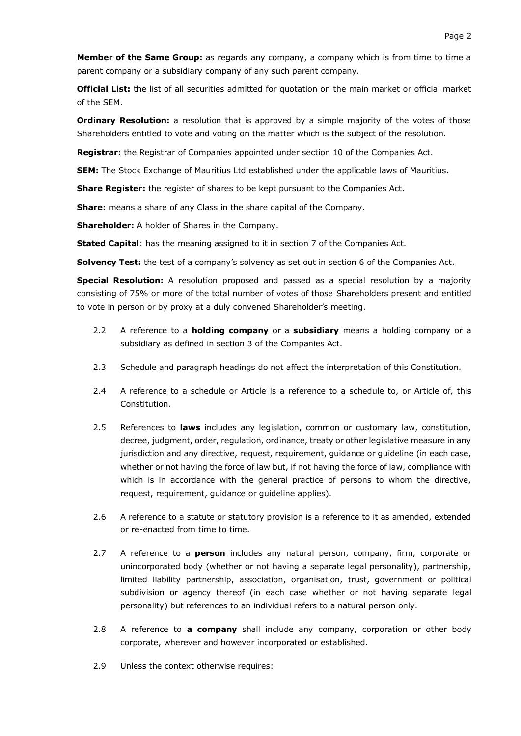**Member of the Same Group:** as regards any company, a company which is from time to time a parent company or a subsidiary company of any such parent company.

**Official List:** the list of all securities admitted for quotation on the main market or official market of the SEM.

**Ordinary Resolution:** a resolution that is approved by a simple majority of the votes of those Shareholders entitled to vote and voting on the matter which is the subject of the resolution.

**Registrar:** the Registrar of Companies appointed under section 10 of the Companies Act.

**SEM:** The Stock Exchange of Mauritius Ltd established under the applicable laws of Mauritius.

**Share Register:** the register of shares to be kept pursuant to the Companies Act.

**Share:** means a share of any Class in the share capital of the Company.

**Shareholder:** A holder of Shares in the Company.

**Stated Capital**: has the meaning assigned to it in section 7 of the Companies Act.

**Solvency Test:** the test of a company's solvency as set out in section 6 of the Companies Act.

**Special Resolution:** A resolution proposed and passed as a special resolution by a majority consisting of 75% or more of the total number of votes of those Shareholders present and entitled to vote in person or by proxy at a duly convened Shareholder's meeting.

2.2 A reference to a **holding company** or a **subsidiary** means a holding company or a subsidiary as defined in section 3 of the Companies Act.

2.3 Schedule and paragraph headings do not affect the interpretation of this Constitution.

2.4 A reference to a schedule or Article is a reference to a schedule to, or Article of, this Constitution.

2.5 References to **laws** includes any legislation, common or customary law, constitution, decree, judgment, order, regulation, ordinance, treaty or other legislative measure in any jurisdiction and any directive, request, requirement, guidance or guideline (in each case, whether or not having the force of law but, if not having the force of law, compliance with which is in accordance with the general practice of persons to whom the directive, request, requirement, guidance or guideline applies).

2.6 A reference to a statute or statutory provision is a reference to it as amended, extended or re-enacted from time to time.

2.7 A reference to a **person** includes any natural person, company, firm, corporate or unincorporated body (whether or not having a separate legal personality), partnership, limited liability partnership, association, organisation, trust, government or political subdivision or agency thereof (in each case whether or not having separate legal personality) but references to an individual refers to a natural person only.

2.8 A reference to **a company** shall include any company, corporation or other body corporate, wherever and however incorporated or established.

2.9 Unless the context otherwise requires: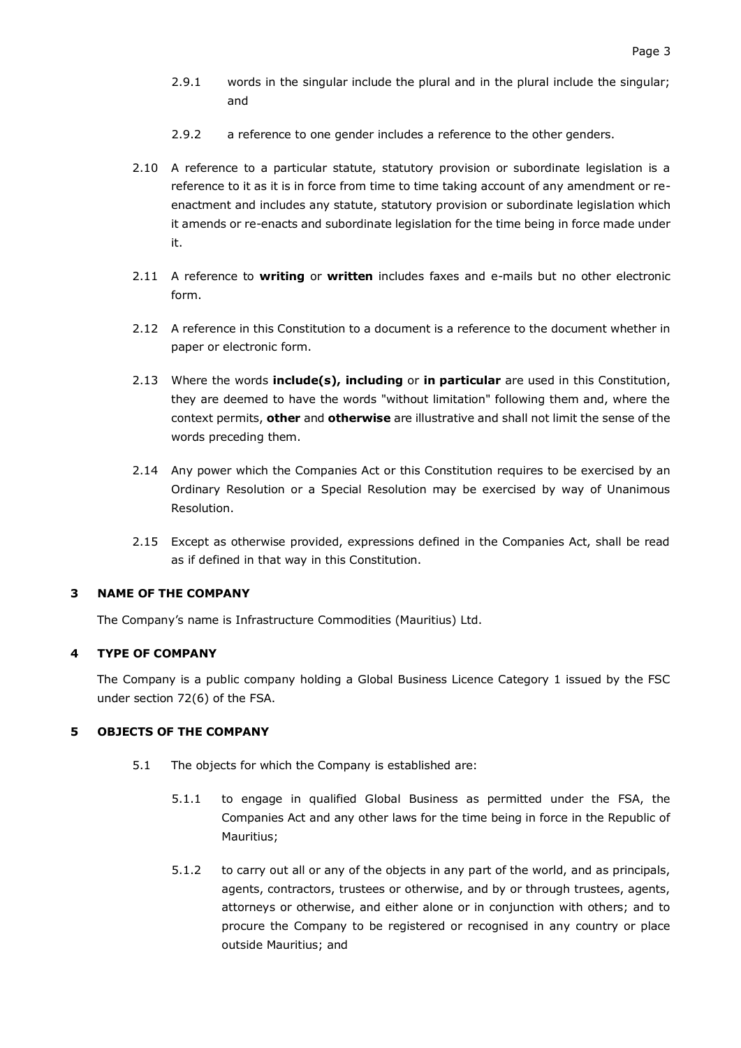2.9.1 words in the singular include the plural and in the plural include the singular; and

2.9.2 a reference to one gender includes a reference to the other genders.

2.10 A reference to a particular statute, statutory provision or subordinate legislation is a reference to it as it is in force from time to time taking account of any amendment or re-enactment and includes any statute, statutory provision or subordinate legislation which it amends or re-enacts and subordinate legislation for the time being in force made under it.

2.11 A reference to **writing** or **written** includes faxes and e-mails but no other electronic form.

2.12 A reference in this Constitution to a document is a reference to the document whether in paper or electronic form.

2.13 Where the words **include(s), including** or **in particular** are used in this Constitution, they are deemed to have the words "without limitation" following them and, where the context permits, **other** and **otherwise** are illustrative and shall not limit the sense of the words preceding them.

2.14 Any power which the Companies Act or this Constitution requires to be exercised by an Ordinary Resolution or a Special Resolution may be exercised by way of Unanimous Resolution.

2.15 Except as otherwise provided, expressions defined in the Companies Act, shall be read as if defined in that way in this Constitution.

## 3 NAME OF THE COMPANY

The Company's name is Infrastructure Commodities (Mauritius) Ltd.

## 4 TYPE OF COMPANY

The Company is a public company holding a Global Business Licence Category 1 issued by the FSC under section 72(6) of the FSA.

## 5 OBJECTS OF THE COMPANY

5.1 The objects for which the Company is established are:

5.1.1 to engage in qualified Global Business as permitted under the FSA, the Companies Act and any other laws for the time being in force in the Republic of Mauritius;

5.1.2 to carry out all or any of the objects in any part of the world, and as principals, agents, contractors, trustees or otherwise, and by or through trustees, agents, attorneys or otherwise, and either alone or in conjunction with others; and to procure the Company to be registered or recognised in any country or place outside Mauritius; and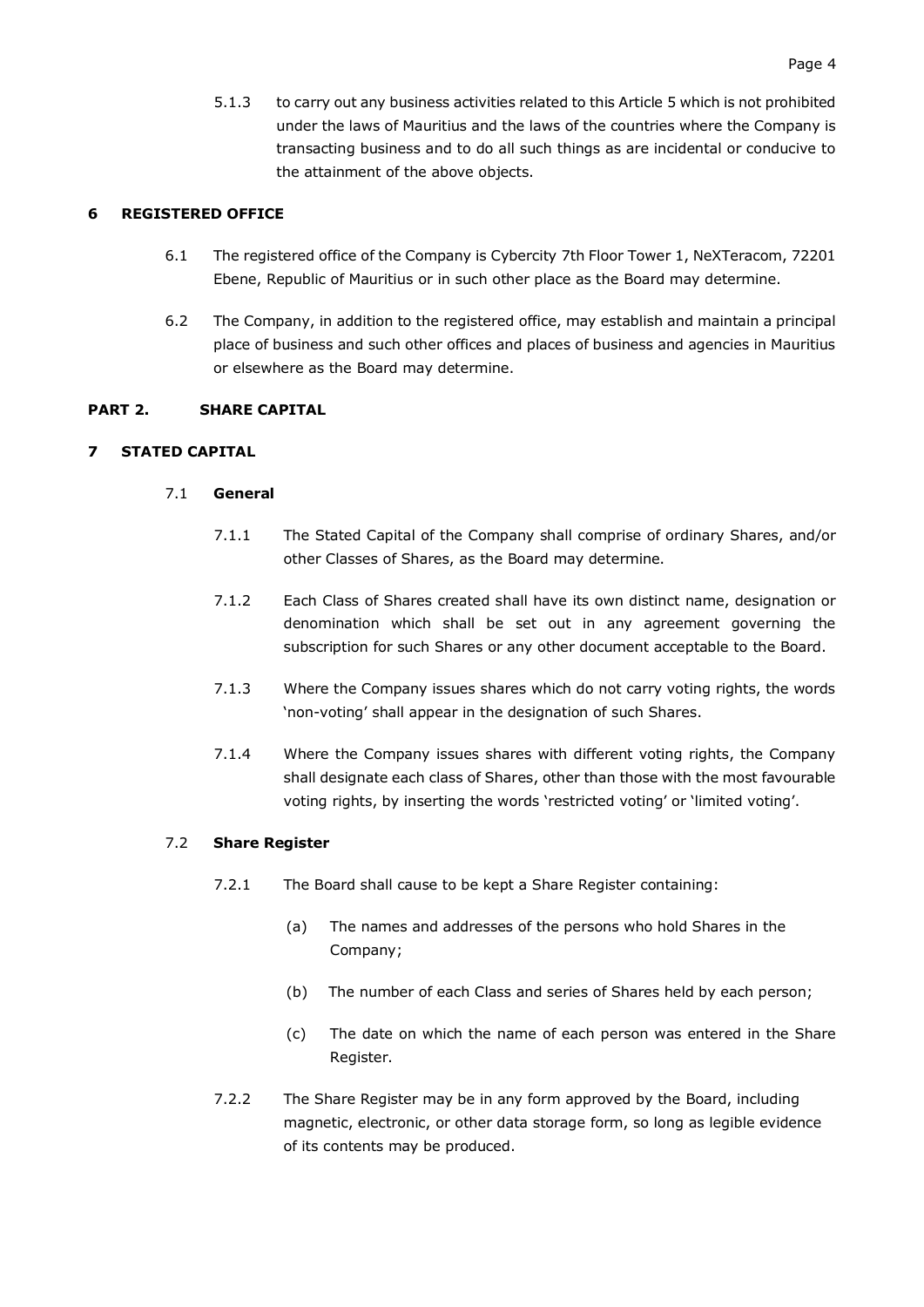5.1.3 to carry out any business activities related to this Article 5 which is not prohibited under the laws of Mauritius and the laws of the countries where the Company is transacting business and to do all such things as are incidental or conducive to the attainment of the above objects.

## 6 REGISTERED OFFICE

6.1 The registered office of the Company is Cybercity 7th Floor Tower 1, NeXTeracom, 72201 Ebene, Republic of Mauritius or in such other place as the Board may determine.

6.2 The Company, in addition to the registered office, may establish and maintain a principal place of business and such other offices and places of business and agencies in Mauritius or elsewhere as the Board may determine.

# PART 2. SHARE CAPITAL

## 7 STATED CAPITAL

### 7.1 General

7.1.1 The Stated Capital of the Company shall comprise of ordinary Shares, and/or other Classes of Shares, as the Board may determine.

7.1.2 Each Class of Shares created shall have its own distinct name, designation or denomination which shall be set out in any agreement governing the subscription for such Shares or any other document acceptable to the Board.

7.1.3 Where the Company issues shares which do not carry voting rights, the words 'non-voting' shall appear in the designation of such Shares.

7.1.4 Where the Company issues shares with different voting rights, the Company shall designate each class of Shares, other than those with the most favourable voting rights, by inserting the words 'restricted voting' or 'limited voting'.

### 7.2 Share Register

7.2.1 The Board shall cause to be kept a Share Register containing:

(a) The names and addresses of the persons who hold Shares in the Company;

(b) The number of each Class and series of Shares held by each person;

(c) The date on which the name of each person was entered in the Share Register.

7.2.2 The Share Register may be in any form approved by the Board, including magnetic, electronic, or other data storage form, so long as legible evidence of its contents may be produced.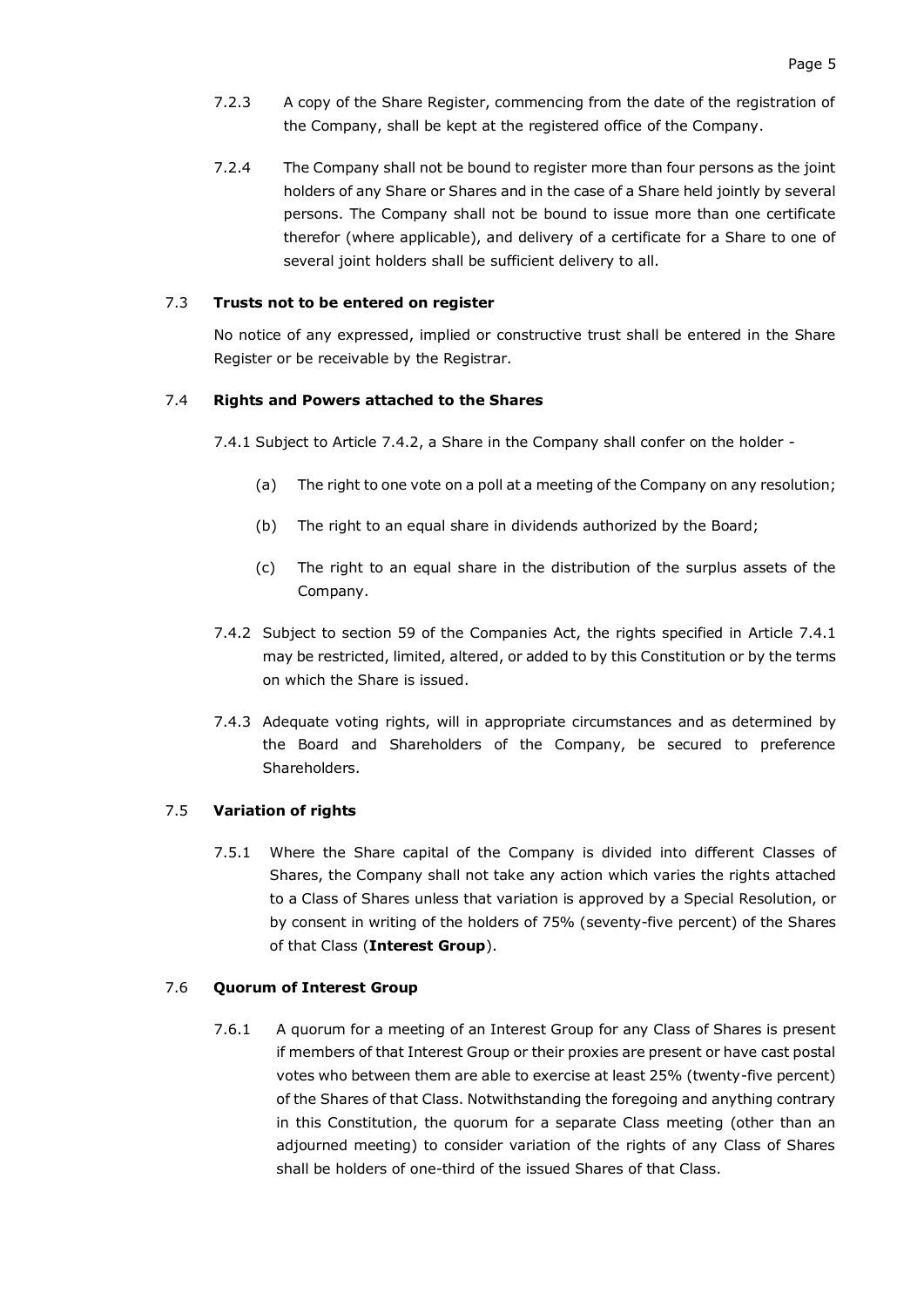7.2.3 A copy of the Share Register, commencing from the date of the registration of the Company, shall be kept at the registered office of the Company.

7.2.4 The Company shall not be bound to register more than four persons as the joint holders of any Share or Shares and in the case of a Share held jointly by several persons. The Company shall not be bound to issue more than one certificate therefor (where applicable), and delivery of a certificate for a Share to one of several joint holders shall be sufficient delivery to all.

7.3 **Trusts not to be entered on register**

No notice of any expressed, implied or constructive trust shall be entered in the Share Register or be receivable by the Registrar.

7.4 **Rights and Powers attached to the Shares**

7.4.1 Subject to Article 7.4.2, a Share in the Company shall confer on the holder -

(a) The right to one vote on a poll at a meeting of the Company on any resolution;

(b) The right to an equal share in dividends authorized by the Board;

(c) The right to an equal share in the distribution of the surplus assets of the Company.

7.4.2 Subject to section 59 of the Companies Act, the rights specified in Article 7.4.1 may be restricted, limited, altered, or added to by this Constitution or by the terms on which the Share is issued.

7.4.3 Adequate voting rights, will in appropriate circumstances and as determined by the Board and Shareholders of the Company, be secured to preference Shareholders.

7.5 **Variation of rights**

7.5.1 Where the Share capital of the Company is divided into different Classes of Shares, the Company shall not take any action which varies the rights attached to a Class of Shares unless that variation is approved by a Special Resolution, or by consent in writing of the holders of 75% (seventy-five percent) of the Shares of that Class (**Interest Group**).

7.6 **Quorum of Interest Group**

7.6.1 A quorum for a meeting of an Interest Group for any Class of Shares is present if members of that Interest Group or their proxies are present or have cast postal votes who between them are able to exercise at least 25% (twenty-five percent) of the Shares of that Class. Notwithstanding the foregoing and anything contrary in this Constitution, the quorum for a separate Class meeting (other than an adjourned meeting) to consider variation of the rights of any Class of Shares shall be holders of one-third of the issued Shares of that Class.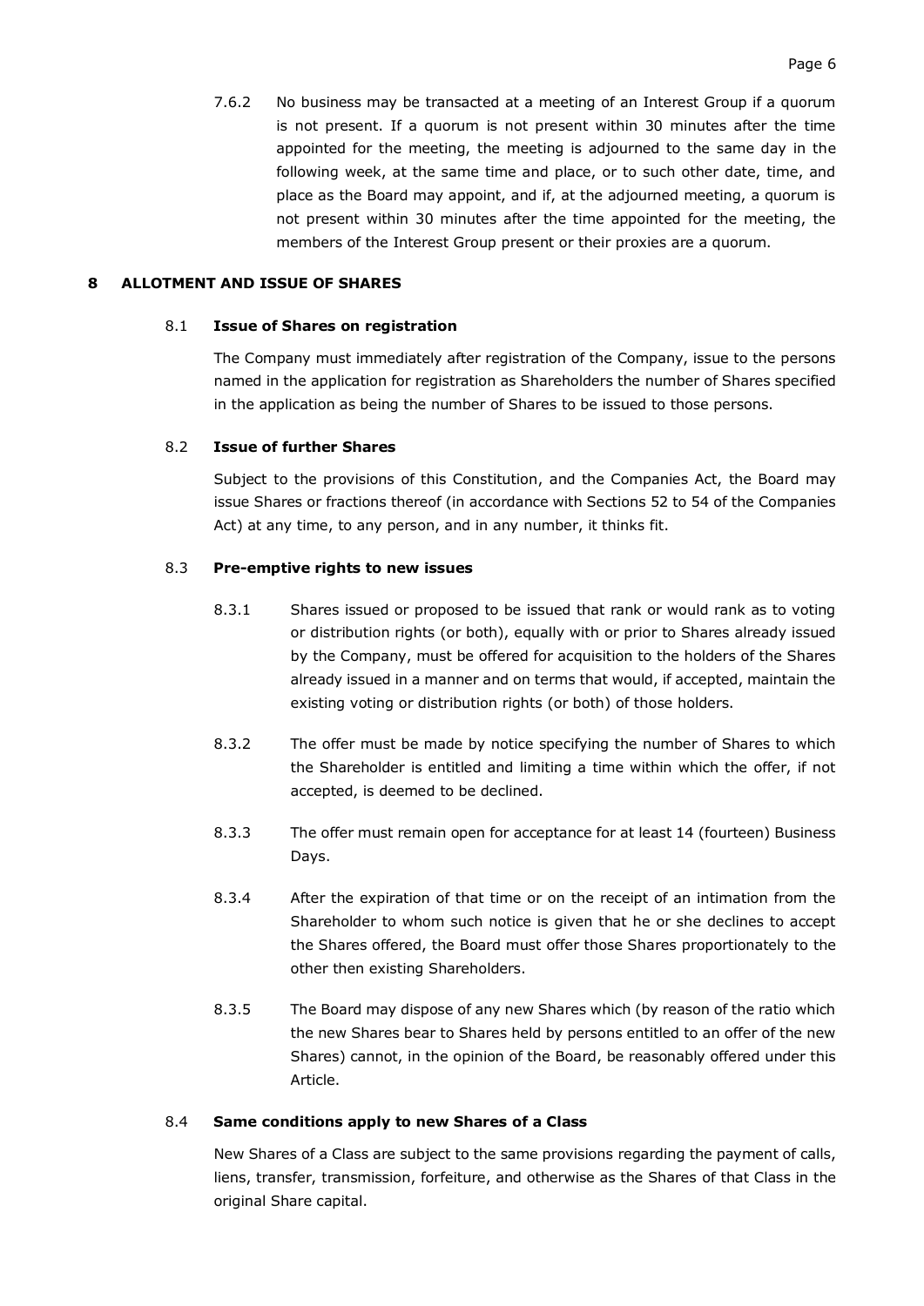7.6.2 No business may be transacted at a meeting of an Interest Group if a quorum is not present. If a quorum is not present within 30 minutes after the time appointed for the meeting, the meeting is adjourned to the same day in the following week, at the same time and place, or to such other date, time, and place as the Board may appoint, and if, at the adjourned meeting, a quorum is not present within 30 minutes after the time appointed for the meeting, the members of the Interest Group present or their proxies are a quorum.

## 8 ALLOTMENT AND ISSUE OF SHARES

### 8.1 Issue of Shares on registration

The Company must immediately after registration of the Company, issue to the persons named in the application for registration as Shareholders the number of Shares specified in the application as being the number of Shares to be issued to those persons.

### 8.2 Issue of further Shares

Subject to the provisions of this Constitution, and the Companies Act, the Board may issue Shares or fractions thereof (in accordance with Sections 52 to 54 of the Companies Act) at any time, to any person, and in any number, it thinks fit.

### 8.3 Pre-emptive rights to new issues

8.3.1 Shares issued or proposed to be issued that rank or would rank as to voting or distribution rights (or both), equally with or prior to Shares already issued by the Company, must be offered for acquisition to the holders of the Shares already issued in a manner and on terms that would, if accepted, maintain the existing voting or distribution rights (or both) of those holders.

8.3.2 The offer must be made by notice specifying the number of Shares to which the Shareholder is entitled and limiting a time within which the offer, if not accepted, is deemed to be declined.

8.3.3 The offer must remain open for acceptance for at least 14 (fourteen) Business Days.

8.3.4 After the expiration of that time or on the receipt of an intimation from the Shareholder to whom such notice is given that he or she declines to accept the Shares offered, the Board must offer those Shares proportionately to the other then existing Shareholders.

8.3.5 The Board may dispose of any new Shares which (by reason of the ratio which the new Shares bear to Shares held by persons entitled to an offer of the new Shares) cannot, in the opinion of the Board, be reasonably offered under this Article.

### 8.4 Same conditions apply to new Shares of a Class

New Shares of a Class are subject to the same provisions regarding the payment of calls, liens, transfer, transmission, forfeiture, and otherwise as the Shares of that Class in the original Share capital.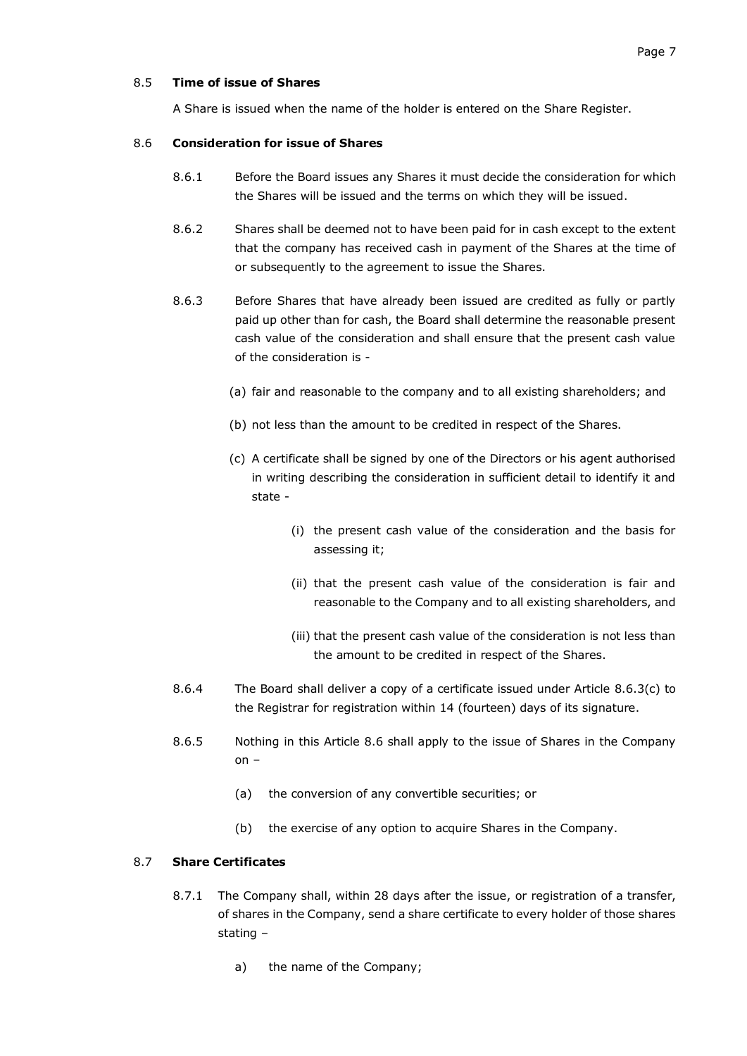8.5 **Time of issue of Shares**

A Share is issued when the name of the holder is entered on the Share Register.

8.6 **Consideration for issue of Shares**

8.6.1 Before the Board issues any Shares it must decide the consideration for which the Shares will be issued and the terms on which they will be issued.

8.6.2 Shares shall be deemed not to have been paid for in cash except to the extent that the company has received cash in payment of the Shares at the time of or subsequently to the agreement to issue the Shares.

8.6.3 Before Shares that have already been issued are credited as fully or partly paid up other than for cash, the Board shall determine the reasonable present cash value of the consideration and shall ensure that the present cash value of the consideration is -

(a) fair and reasonable to the company and to all existing shareholders; and

(b) not less than the amount to be credited in respect of the Shares.

(c) A certificate shall be signed by one of the Directors or his agent authorised in writing describing the consideration in sufficient detail to identify it and state -

(i) the present cash value of the consideration and the basis for assessing it;

(ii) that the present cash value of the consideration is fair and reasonable to the Company and to all existing shareholders, and

(iii) that the present cash value of the consideration is not less than the amount to be credited in respect of the Shares.

8.6.4 The Board shall deliver a copy of a certificate issued under Article 8.6.3(c) to the Registrar for registration within 14 (fourteen) days of its signature.

8.6.5 Nothing in this Article 8.6 shall apply to the issue of Shares in the Company on –

(a) the conversion of any convertible securities; or

(b) the exercise of any option to acquire Shares in the Company.

8.7 **Share Certificates**

8.7.1 The Company shall, within 28 days after the issue, or registration of a transfer, of shares in the Company, send a share certificate to every holder of those shares stating –

a) the name of the Company;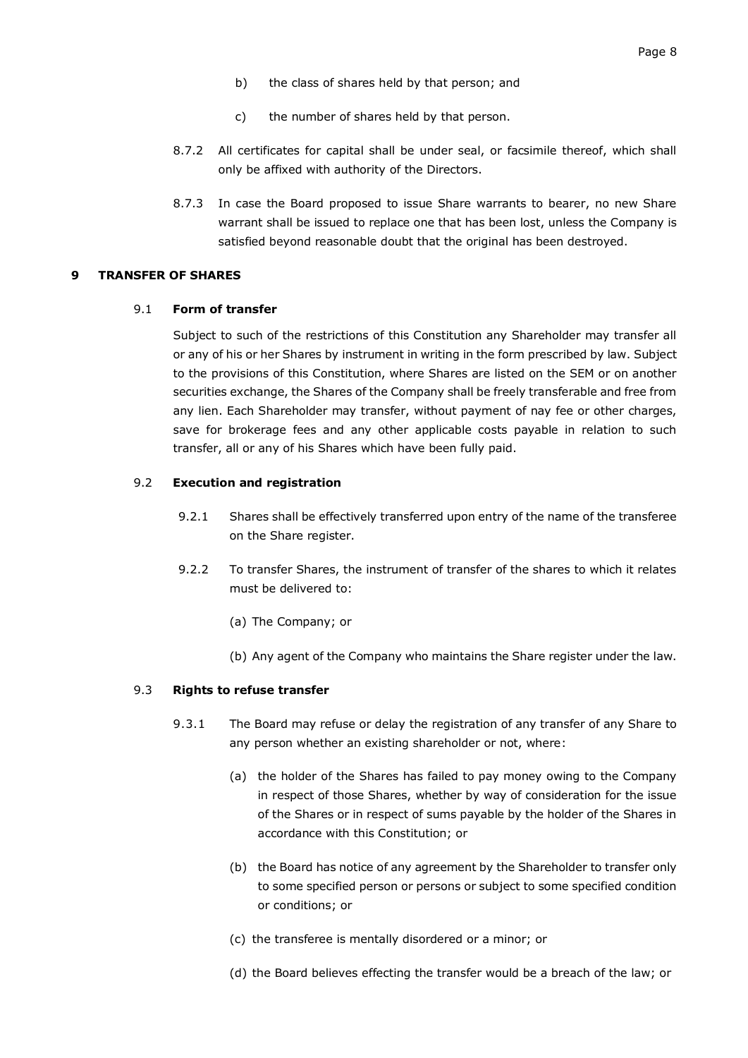b) the class of shares held by that person; and

c) the number of shares held by that person.

8.7.2 All certificates for capital shall be under seal, or facsimile thereof, which shall only be affixed with authority of the Directors.

8.7.3 In case the Board proposed to issue Share warrants to bearer, no new Share warrant shall be issued to replace one that has been lost, unless the Company is satisfied beyond reasonable doubt that the original has been destroyed.

## 9 TRANSFER OF SHARES

### 9.1 Form of transfer

Subject to such of the restrictions of this Constitution any Shareholder may transfer all or any of his or her Shares by instrument in writing in the form prescribed by law. Subject to the provisions of this Constitution, where Shares are listed on the SEM or on another securities exchange, the Shares of the Company shall be freely transferable and free from any lien. Each Shareholder may transfer, without payment of nay fee or other charges, save for brokerage fees and any other applicable costs payable in relation to such transfer, all or any of his Shares which have been fully paid.

### 9.2 Execution and registration

9.2.1 Shares shall be effectively transferred upon entry of the name of the transferee on the Share register.

9.2.2 To transfer Shares, the instrument of transfer of the shares to which it relates must be delivered to:

(a) The Company; or

(b) Any agent of the Company who maintains the Share register under the law.

### 9.3 Rights to refuse transfer

9.3.1 The Board may refuse or delay the registration of any transfer of any Share to any person whether an existing shareholder or not, where:

(a) the holder of the Shares has failed to pay money owing to the Company in respect of those Shares, whether by way of consideration for the issue of the Shares or in respect of sums payable by the holder of the Shares in accordance with this Constitution; or

(b) the Board has notice of any agreement by the Shareholder to transfer only to some specified person or persons or subject to some specified condition or conditions; or

(c) the transferee is mentally disordered or a minor; or

(d) the Board believes effecting the transfer would be a breach of the law; or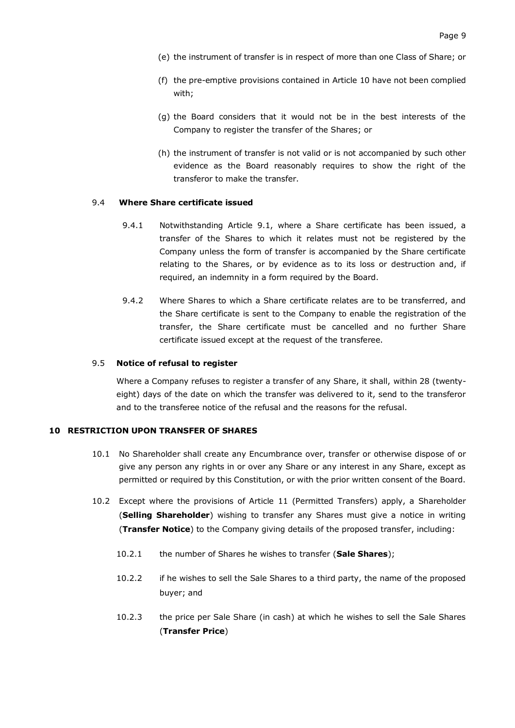(e) the instrument of transfer is in respect of more than one Class of Share; or

(f) the pre-emptive provisions contained in Article 10 have not been complied with;

(g) the Board considers that it would not be in the best interests of the Company to register the transfer of the Shares; or

(h) the instrument of transfer is not valid or is not accompanied by such other evidence as the Board reasonably requires to show the right of the transferor to make the transfer.

### 9.4 Where Share certificate issued

9.4.1 Notwithstanding Article 9.1, where a Share certificate has been issued, a transfer of the Shares to which it relates must not be registered by the Company unless the form of transfer is accompanied by the Share certificate relating to the Shares, or by evidence as to its loss or destruction and, if required, an indemnity in a form required by the Board.

9.4.2 Where Shares to which a Share certificate relates are to be transferred, and the Share certificate is sent to the Company to enable the registration of the transfer, the Share certificate must be cancelled and no further Share certificate issued except at the request of the transferee.

### 9.5 Notice of refusal to register

Where a Company refuses to register a transfer of any Share, it shall, within 28 (twenty-eight) days of the date on which the transfer was delivered to it, send to the transferor and to the transferee notice of the refusal and the reasons for the refusal.

## 10 RESTRICTION UPON TRANSFER OF SHARES

10.1 No Shareholder shall create any Encumbrance over, transfer or otherwise dispose of or give any person any rights in or over any Share or any interest in any Share, except as permitted or required by this Constitution, or with the prior written consent of the Board.

10.2 Except where the provisions of Article 11 (Permitted Transfers) apply, a Shareholder (**Selling Shareholder**) wishing to transfer any Shares must give a notice in writing (**Transfer Notice**) to the Company giving details of the proposed transfer, including:

10.2.1 the number of Shares he wishes to transfer (**Sale Shares**);

10.2.2 if he wishes to sell the Sale Shares to a third party, the name of the proposed buyer; and

10.2.3 the price per Sale Share (in cash) at which he wishes to sell the Sale Shares (**Transfer Price**)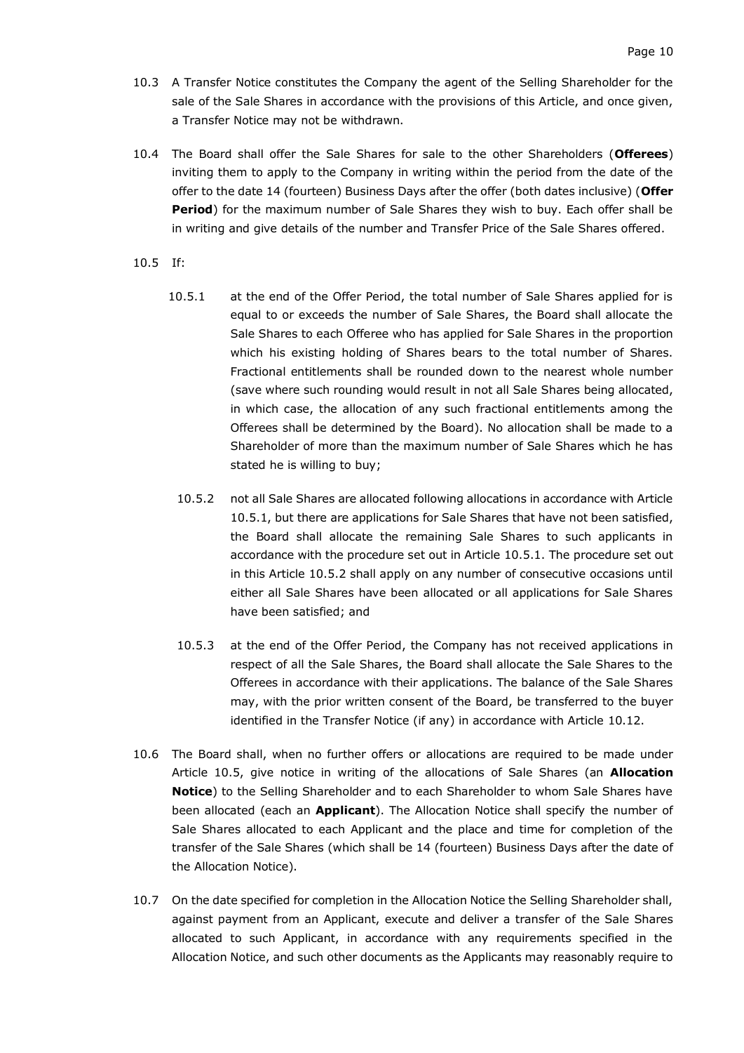10.3 A Transfer Notice constitutes the Company the agent of the Selling Shareholder for the sale of the Sale Shares in accordance with the provisions of this Article, and once given, a Transfer Notice may not be withdrawn.

10.4 The Board shall offer the Sale Shares for sale to the other Shareholders (**Offerees**) inviting them to apply to the Company in writing within the period from the date of the offer to the date 14 (fourteen) Business Days after the offer (both dates inclusive) (**Offer Period**) for the maximum number of Sale Shares they wish to buy. Each offer shall be in writing and give details of the number and Transfer Price of the Sale Shares offered.

10.5 If:

10.5.1 at the end of the Offer Period, the total number of Sale Shares applied for is equal to or exceeds the number of Sale Shares, the Board shall allocate the Sale Shares to each Offeree who has applied for Sale Shares in the proportion which his existing holding of Shares bears to the total number of Shares. Fractional entitlements shall be rounded down to the nearest whole number (save where such rounding would result in not all Sale Shares being allocated, in which case, the allocation of any such fractional entitlements among the Offerees shall be determined by the Board). No allocation shall be made to a Shareholder of more than the maximum number of Sale Shares which he has stated he is willing to buy;

10.5.2 not all Sale Shares are allocated following allocations in accordance with Article 10.5.1, but there are applications for Sale Shares that have not been satisfied, the Board shall allocate the remaining Sale Shares to such applicants in accordance with the procedure set out in Article 10.5.1. The procedure set out in this Article 10.5.2 shall apply on any number of consecutive occasions until either all Sale Shares have been allocated or all applications for Sale Shares have been satisfied; and

10.5.3 at the end of the Offer Period, the Company has not received applications in respect of all the Sale Shares, the Board shall allocate the Sale Shares to the Offerees in accordance with their applications. The balance of the Sale Shares may, with the prior written consent of the Board, be transferred to the buyer identified in the Transfer Notice (if any) in accordance with Article 10.12.

10.6 The Board shall, when no further offers or allocations are required to be made under Article 10.5, give notice in writing of the allocations of Sale Shares (an **Allocation Notice**) to the Selling Shareholder and to each Shareholder to whom Sale Shares have been allocated (each an **Applicant**). The Allocation Notice shall specify the number of Sale Shares allocated to each Applicant and the place and time for completion of the transfer of the Sale Shares (which shall be 14 (fourteen) Business Days after the date of the Allocation Notice).

10.7 On the date specified for completion in the Allocation Notice the Selling Shareholder shall, against payment from an Applicant, execute and deliver a transfer of the Sale Shares allocated to such Applicant, in accordance with any requirements specified in the Allocation Notice, and such other documents as the Applicants may reasonably require to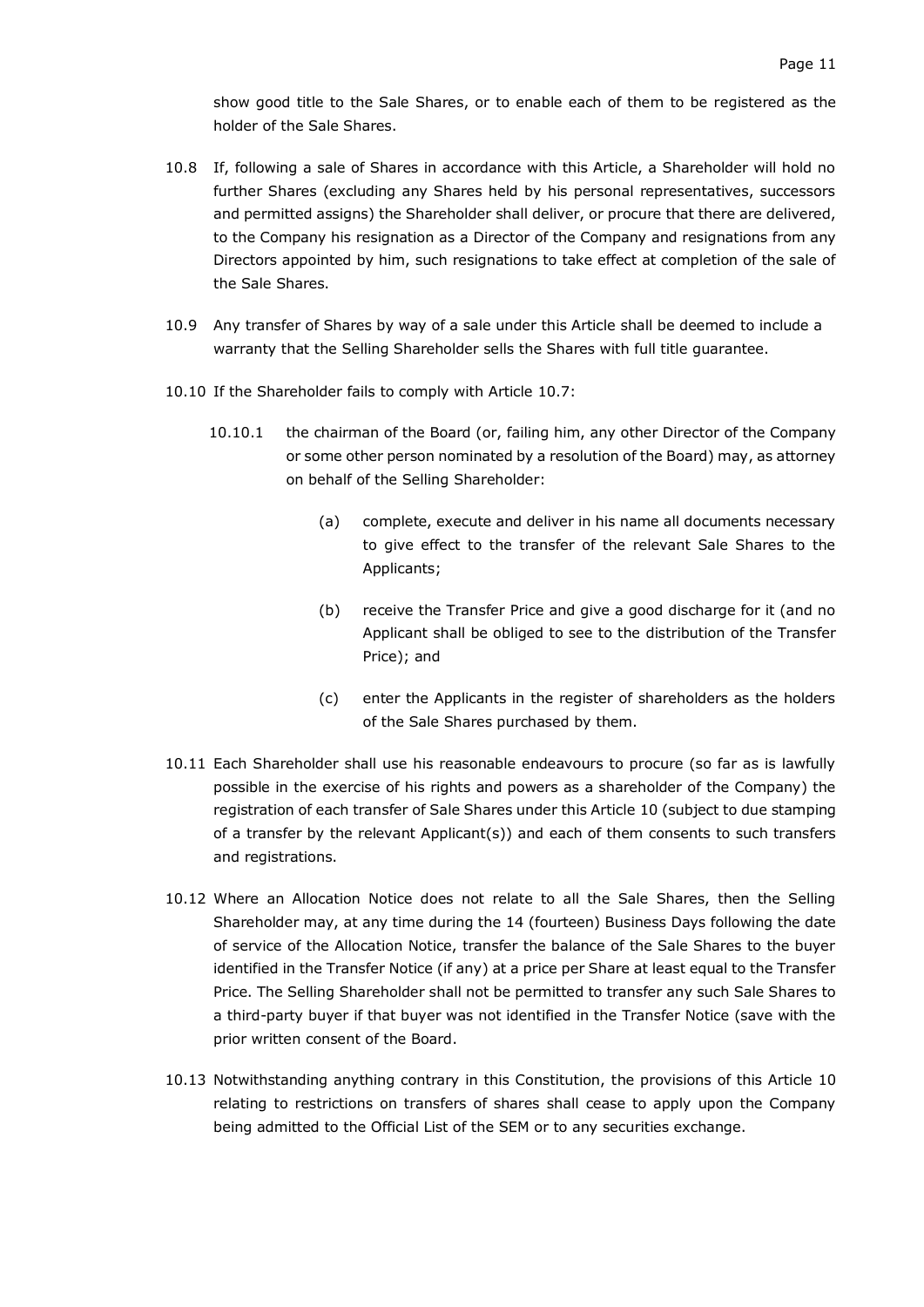show good title to the Sale Shares, or to enable each of them to be registered as the holder of the Sale Shares.

10.8 If, following a sale of Shares in accordance with this Article, a Shareholder will hold no further Shares (excluding any Shares held by his personal representatives, successors and permitted assigns) the Shareholder shall deliver, or procure that there are delivered, to the Company his resignation as a Director of the Company and resignations from any Directors appointed by him, such resignations to take effect at completion of the sale of the Sale Shares.

10.9 Any transfer of Shares by way of a sale under this Article shall be deemed to include a warranty that the Selling Shareholder sells the Shares with full title guarantee.

10.10 If the Shareholder fails to comply with Article 10.7:

10.10.1 the chairman of the Board (or, failing him, any other Director of the Company or some other person nominated by a resolution of the Board) may, as attorney on behalf of the Selling Shareholder:

(a) complete, execute and deliver in his name all documents necessary to give effect to the transfer of the relevant Sale Shares to the Applicants;

(b) receive the Transfer Price and give a good discharge for it (and no Applicant shall be obliged to see to the distribution of the Transfer Price); and

(c) enter the Applicants in the register of shareholders as the holders of the Sale Shares purchased by them.

10.11 Each Shareholder shall use his reasonable endeavours to procure (so far as is lawfully possible in the exercise of his rights and powers as a shareholder of the Company) the registration of each transfer of Sale Shares under this Article 10 (subject to due stamping of a transfer by the relevant Applicant(s)) and each of them consents to such transfers and registrations.

10.12 Where an Allocation Notice does not relate to all the Sale Shares, then the Selling Shareholder may, at any time during the 14 (fourteen) Business Days following the date of service of the Allocation Notice, transfer the balance of the Sale Shares to the buyer identified in the Transfer Notice (if any) at a price per Share at least equal to the Transfer Price. The Selling Shareholder shall not be permitted to transfer any such Sale Shares to a third-party buyer if that buyer was not identified in the Transfer Notice (save with the prior written consent of the Board.

10.13 Notwithstanding anything contrary in this Constitution, the provisions of this Article 10 relating to restrictions on transfers of shares shall cease to apply upon the Company being admitted to the Official List of the SEM or to any securities exchange.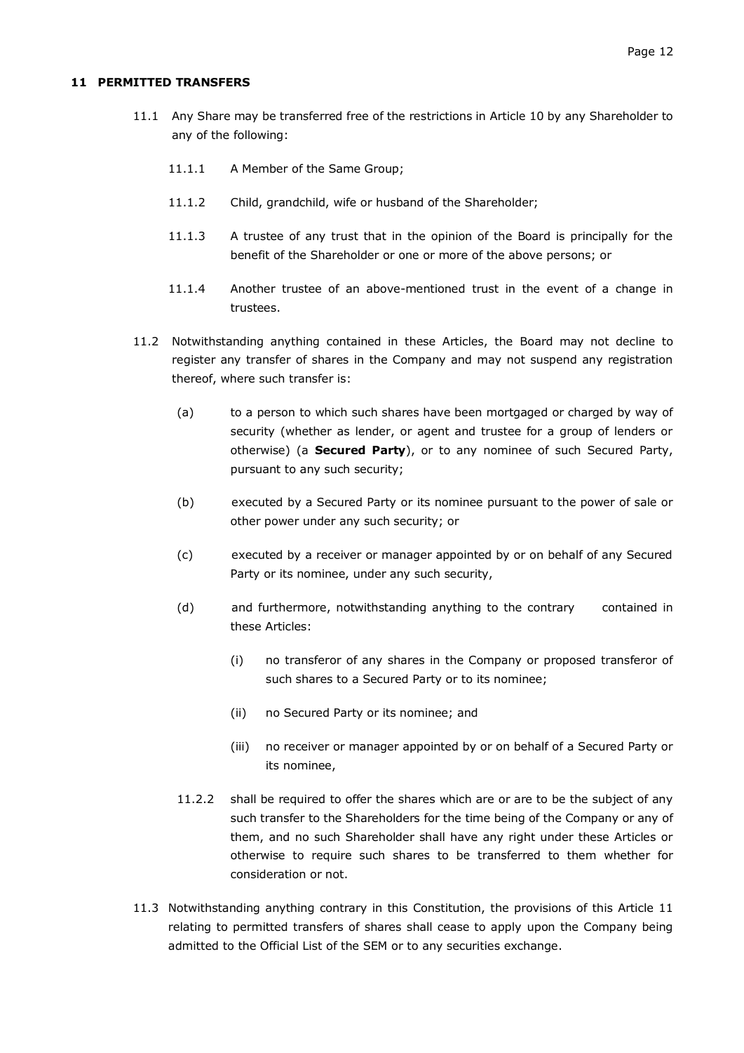## 11 PERMITTED TRANSFERS

11.1 Any Share may be transferred free of the restrictions in Article 10 by any Shareholder to any of the following:

11.1.1 A Member of the Same Group;

11.1.2 Child, grandchild, wife or husband of the Shareholder;

11.1.3 A trustee of any trust that in the opinion of the Board is principally for the benefit of the Shareholder or one or more of the above persons; or

11.1.4 Another trustee of an above-mentioned trust in the event of a change in trustees.

11.2 Notwithstanding anything contained in these Articles, the Board may not decline to register any transfer of shares in the Company and may not suspend any registration thereof, where such transfer is:

(a) to a person to which such shares have been mortgaged or charged by way of security (whether as lender, or agent and trustee for a group of lenders or otherwise) (a **Secured Party**), or to any nominee of such Secured Party, pursuant to any such security;

(b) executed by a Secured Party or its nominee pursuant to the power of sale or other power under any such security; or

(c) executed by a receiver or manager appointed by or on behalf of any Secured Party or its nominee, under any such security,

(d) and furthermore, notwithstanding anything to the contrary contained in these Articles:

(i) no transferor of any shares in the Company or proposed transferor of such shares to a Secured Party or to its nominee;

(ii) no Secured Party or its nominee; and

(iii) no receiver or manager appointed by or on behalf of a Secured Party or its nominee,

11.2.2 shall be required to offer the shares which are or are to be the subject of any such transfer to the Shareholders for the time being of the Company or any of them, and no such Shareholder shall have any right under these Articles or otherwise to require such shares to be transferred to them whether for consideration or not.

11.3 Notwithstanding anything contrary in this Constitution, the provisions of this Article 11 relating to permitted transfers of shares shall cease to apply upon the Company being admitted to the Official List of the SEM or to any securities exchange.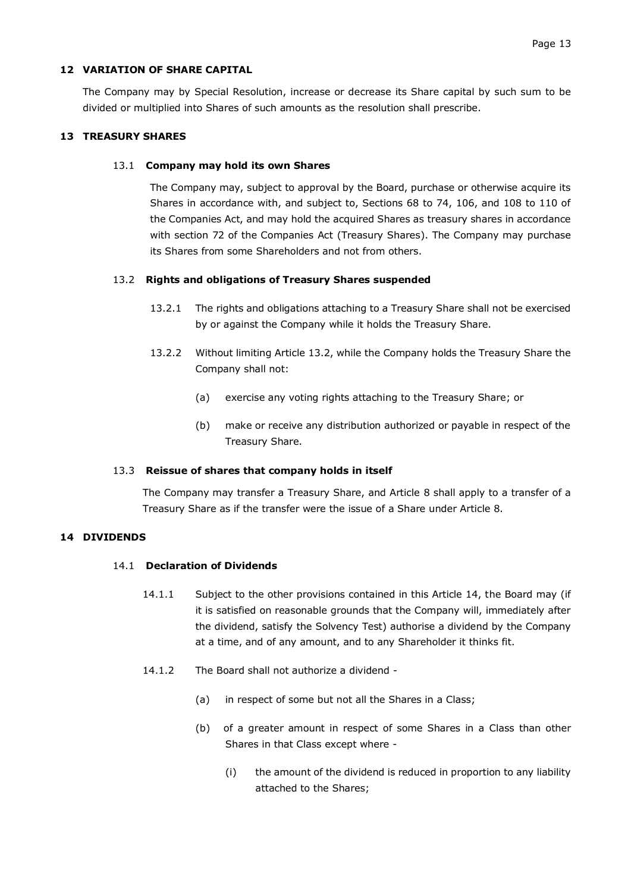## 12 VARIATION OF SHARE CAPITAL

The Company may by Special Resolution, increase or decrease its Share capital by such sum to be divided or multiplied into Shares of such amounts as the resolution shall prescribe.

## 13 TREASURY SHARES

### 13.1 Company may hold its own Shares

The Company may, subject to approval by the Board, purchase or otherwise acquire its Shares in accordance with, and subject to, Sections 68 to 74, 106, and 108 to 110 of the Companies Act, and may hold the acquired Shares as treasury shares in accordance with section 72 of the Companies Act (Treasury Shares). The Company may purchase its Shares from some Shareholders and not from others.

### 13.2 Rights and obligations of Treasury Shares suspended

13.2.1 The rights and obligations attaching to a Treasury Share shall not be exercised by or against the Company while it holds the Treasury Share.

13.2.2 Without limiting Article 13.2, while the Company holds the Treasury Share the Company shall not:

(a) exercise any voting rights attaching to the Treasury Share; or

(b) make or receive any distribution authorized or payable in respect of the Treasury Share.

### 13.3 Reissue of shares that company holds in itself

The Company may transfer a Treasury Share, and Article 8 shall apply to a transfer of a Treasury Share as if the transfer were the issue of a Share under Article 8.

## 14 DIVIDENDS

### 14.1 Declaration of Dividends

14.1.1 Subject to the other provisions contained in this Article 14, the Board may (if it is satisfied on reasonable grounds that the Company will, immediately after the dividend, satisfy the Solvency Test) authorise a dividend by the Company at a time, and of any amount, and to any Shareholder it thinks fit.

14.1.2 The Board shall not authorize a dividend -

(a) in respect of some but not all the Shares in a Class;

(b) of a greater amount in respect of some Shares in a Class than other Shares in that Class except where -

(i) the amount of the dividend is reduced in proportion to any liability attached to the Shares;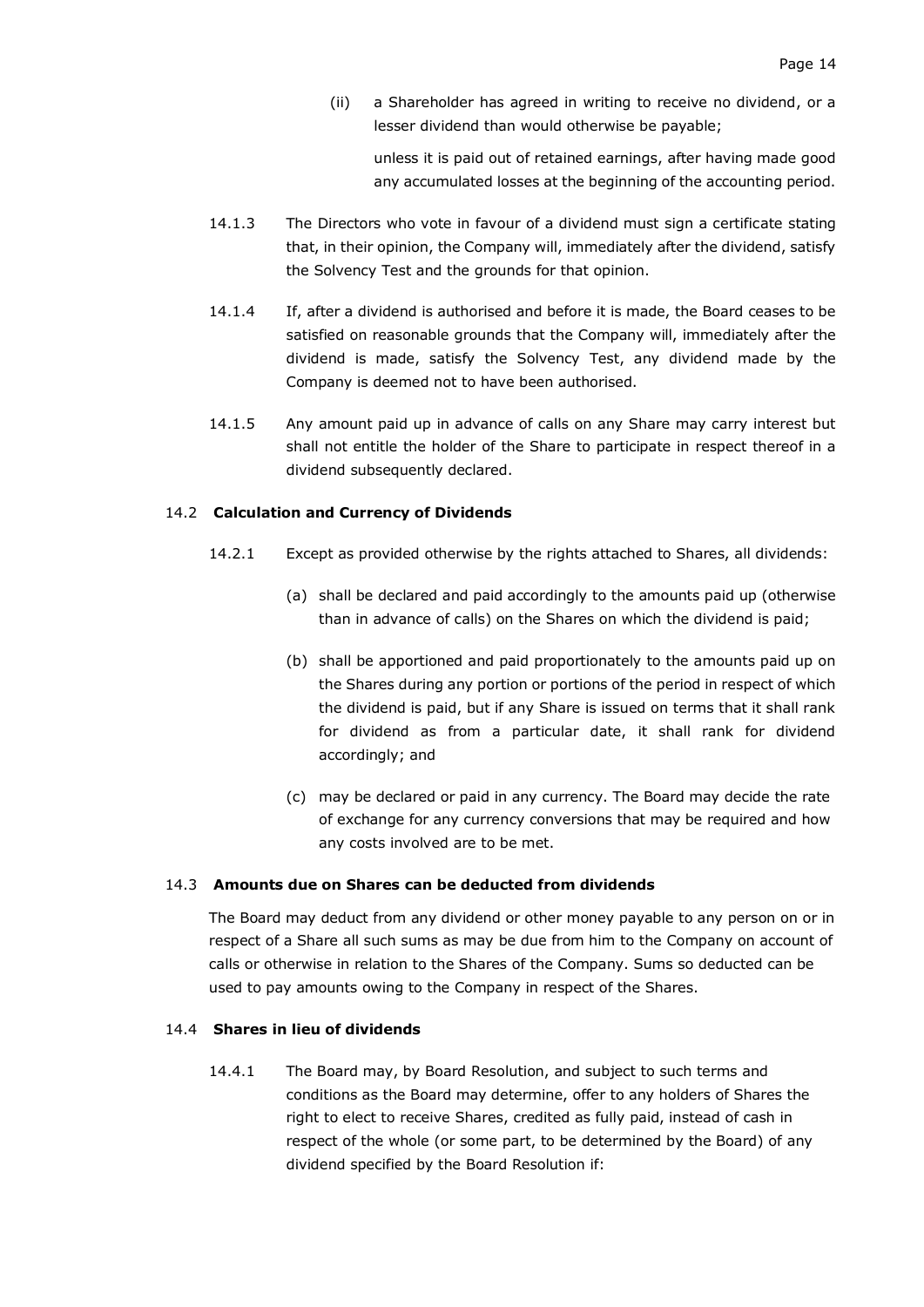(ii) a Shareholder has agreed in writing to receive no dividend, or a lesser dividend than would otherwise be payable;

unless it is paid out of retained earnings, after having made good any accumulated losses at the beginning of the accounting period.

14.1.3 The Directors who vote in favour of a dividend must sign a certificate stating that, in their opinion, the Company will, immediately after the dividend, satisfy the Solvency Test and the grounds for that opinion.

14.1.4 If, after a dividend is authorised and before it is made, the Board ceases to be satisfied on reasonable grounds that the Company will, immediately after the dividend is made, satisfy the Solvency Test, any dividend made by the Company is deemed not to have been authorised.

14.1.5 Any amount paid up in advance of calls on any Share may carry interest but shall not entitle the holder of the Share to participate in respect thereof in a dividend subsequently declared.

### 14.2 **Calculation and Currency of Dividends**

14.2.1 Except as provided otherwise by the rights attached to Shares, all dividends:

(a) shall be declared and paid accordingly to the amounts paid up (otherwise than in advance of calls) on the Shares on which the dividend is paid;

(b) shall be apportioned and paid proportionately to the amounts paid up on the Shares during any portion or portions of the period in respect of which the dividend is paid, but if any Share is issued on terms that it shall rank for dividend as from a particular date, it shall rank for dividend accordingly; and

(c) may be declared or paid in any currency. The Board may decide the rate of exchange for any currency conversions that may be required and how any costs involved are to be met.

### 14.3 **Amounts due on Shares can be deducted from dividends**

The Board may deduct from any dividend or other money payable to any person on or in respect of a Share all such sums as may be due from him to the Company on account of calls or otherwise in relation to the Shares of the Company. Sums so deducted can be used to pay amounts owing to the Company in respect of the Shares.

### 14.4 **Shares in lieu of dividends**

14.4.1 The Board may, by Board Resolution, and subject to such terms and conditions as the Board may determine, offer to any holders of Shares the right to elect to receive Shares, credited as fully paid, instead of cash in respect of the whole (or some part, to be determined by the Board) of any dividend specified by the Board Resolution if: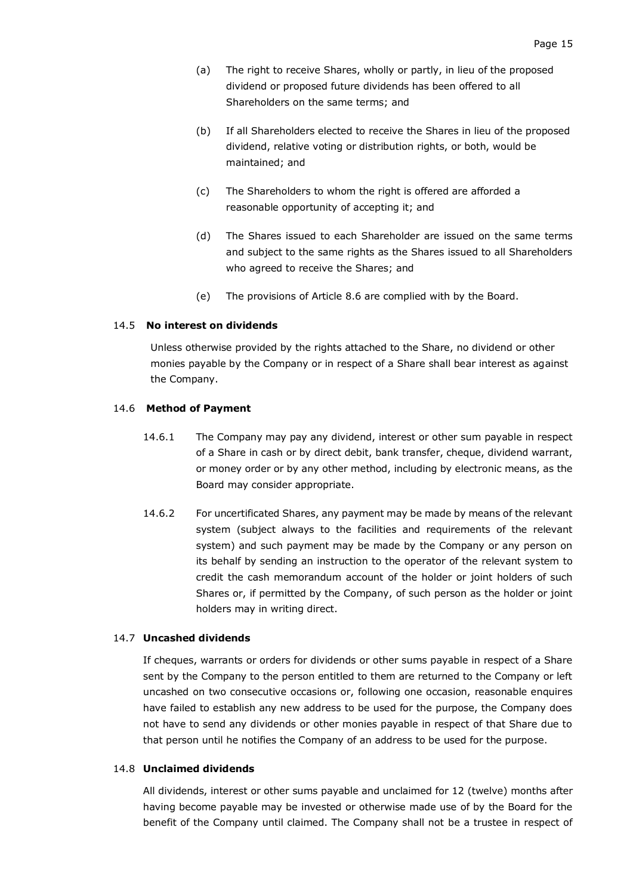(a) The right to receive Shares, wholly or partly, in lieu of the proposed dividend or proposed future dividends has been offered to all Shareholders on the same terms; and

(b) If all Shareholders elected to receive the Shares in lieu of the proposed dividend, relative voting or distribution rights, or both, would be maintained; and

(c) The Shareholders to whom the right is offered are afforded a reasonable opportunity of accepting it; and

(d) The Shares issued to each Shareholder are issued on the same terms and subject to the same rights as the Shares issued to all Shareholders who agreed to receive the Shares; and

(e) The provisions of Article 8.6 are complied with by the Board.

### 14.5 **No interest on dividends**

Unless otherwise provided by the rights attached to the Share, no dividend or other monies payable by the Company or in respect of a Share shall bear interest as against the Company.

### 14.6 **Method of Payment**

14.6.1 The Company may pay any dividend, interest or other sum payable in respect of a Share in cash or by direct debit, bank transfer, cheque, dividend warrant, or money order or by any other method, including by electronic means, as the Board may consider appropriate.

14.6.2 For uncertificated Shares, any payment may be made by means of the relevant system (subject always to the facilities and requirements of the relevant system) and such payment may be made by the Company or any person on its behalf by sending an instruction to the operator of the relevant system to credit the cash memorandum account of the holder or joint holders of such Shares or, if permitted by the Company, of such person as the holder or joint holders may in writing direct.

### 14.7 **Uncashed dividends**

If cheques, warrants or orders for dividends or other sums payable in respect of a Share sent by the Company to the person entitled to them are returned to the Company or left uncashed on two consecutive occasions or, following one occasion, reasonable enquires have failed to establish any new address to be used for the purpose, the Company does not have to send any dividends or other monies payable in respect of that Share due to that person until he notifies the Company of an address to be used for the purpose.

### 14.8 **Unclaimed dividends**

All dividends, interest or other sums payable and unclaimed for 12 (twelve) months after having become payable may be invested or otherwise made use of by the Board for the benefit of the Company until claimed. The Company shall not be a trustee in respect of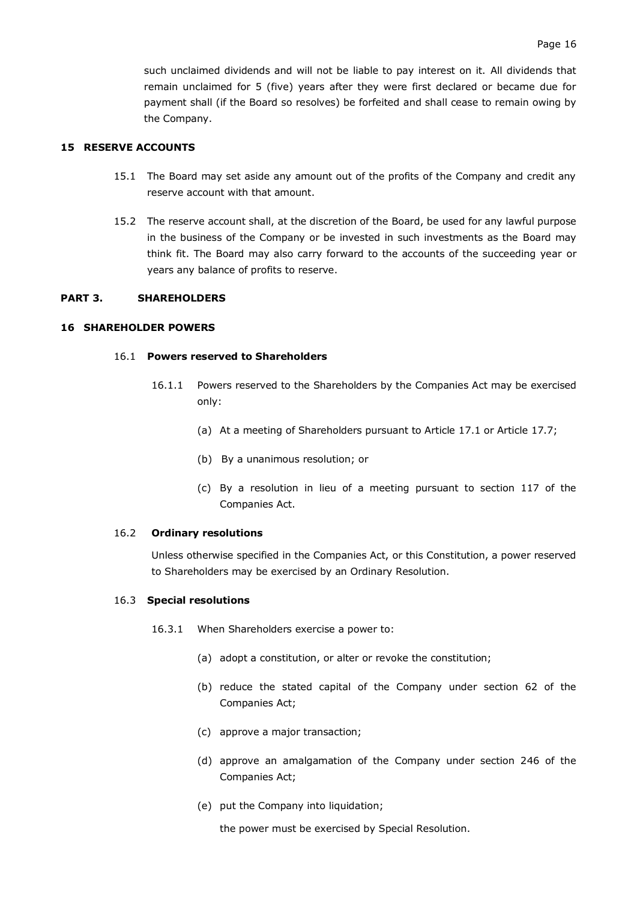such unclaimed dividends and will not be liable to pay interest on it. All dividends that remain unclaimed for 5 (five) years after they were first declared or became due for payment shall (if the Board so resolves) be forfeited and shall cease to remain owing by the Company.

## 15 RESERVE ACCOUNTS

15.1 The Board may set aside any amount out of the profits of the Company and credit any reserve account with that amount.

15.2 The reserve account shall, at the discretion of the Board, be used for any lawful purpose in the business of the Company or be invested in such investments as the Board may think fit. The Board may also carry forward to the accounts of the succeeding year or years any balance of profits to reserve.

# PART 3. SHAREHOLDERS

## 16 SHAREHOLDER POWERS

### 16.1 Powers reserved to Shareholders

16.1.1 Powers reserved to the Shareholders by the Companies Act may be exercised only:

(a) At a meeting of Shareholders pursuant to Article 17.1 or Article 17.7;

(b) By a unanimous resolution; or

(c) By a resolution in lieu of a meeting pursuant to section 117 of the Companies Act.

### 16.2 Ordinary resolutions

Unless otherwise specified in the Companies Act, or this Constitution, a power reserved to Shareholders may be exercised by an Ordinary Resolution.

### 16.3 Special resolutions

16.3.1 When Shareholders exercise a power to:

(a) adopt a constitution, or alter or revoke the constitution;

(b) reduce the stated capital of the Company under section 62 of the Companies Act;

(c) approve a major transaction;

(d) approve an amalgamation of the Company under section 246 of the Companies Act;

(e) put the Company into liquidation;

the power must be exercised by Special Resolution.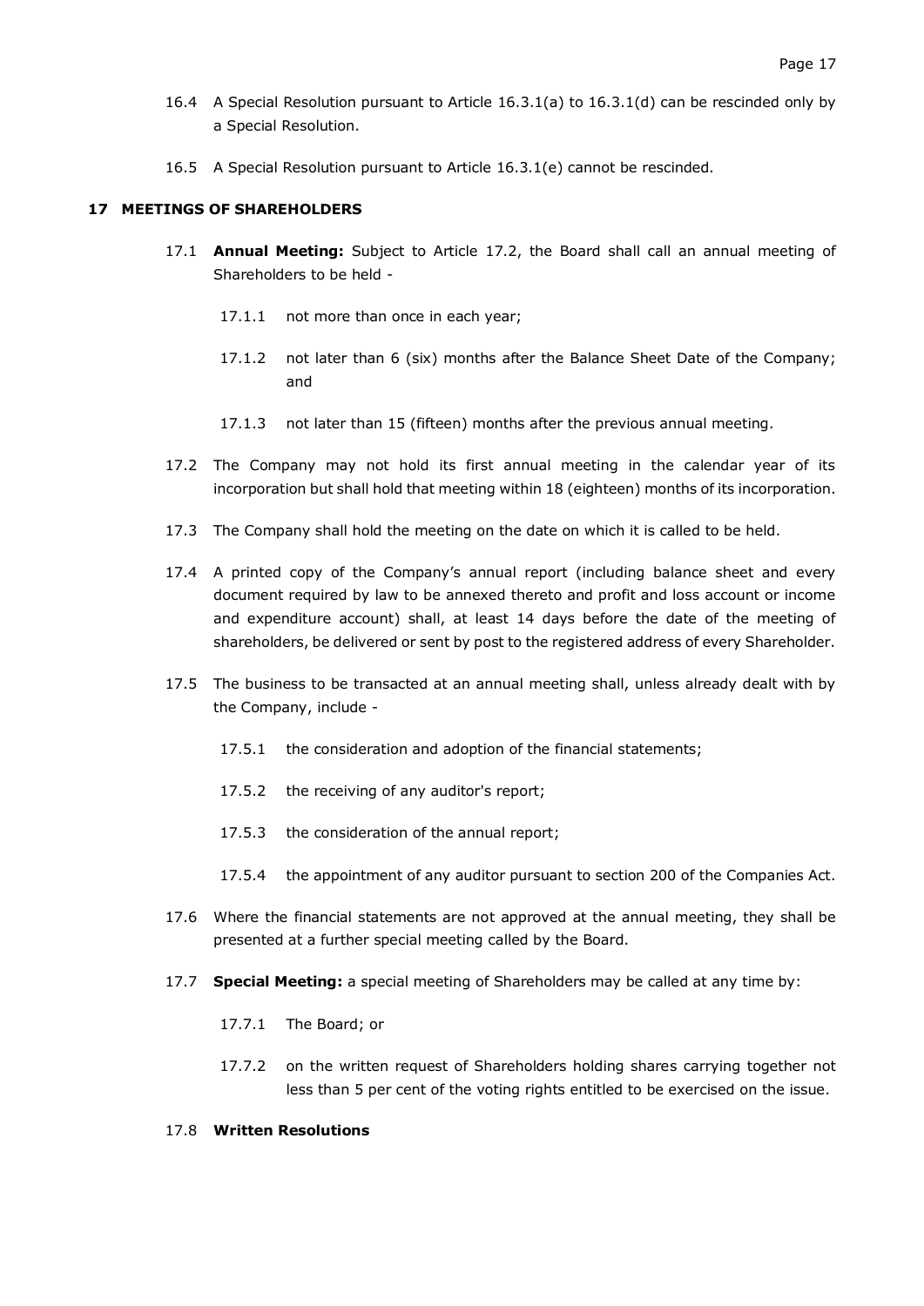16.4 A Special Resolution pursuant to Article 16.3.1(a) to 16.3.1(d) can be rescinded only by a Special Resolution.

16.5 A Special Resolution pursuant to Article 16.3.1(e) cannot be rescinded.

## 17 MEETINGS OF SHAREHOLDERS

17.1 **Annual Meeting:** Subject to Article 17.2, the Board shall call an annual meeting of Shareholders to be held -

17.1.1 not more than once in each year;

17.1.2 not later than 6 (six) months after the Balance Sheet Date of the Company; and

17.1.3 not later than 15 (fifteen) months after the previous annual meeting.

17.2 The Company may not hold its first annual meeting in the calendar year of its incorporation but shall hold that meeting within 18 (eighteen) months of its incorporation.

17.3 The Company shall hold the meeting on the date on which it is called to be held.

17.4 A printed copy of the Company's annual report (including balance sheet and every document required by law to be annexed thereto and profit and loss account or income and expenditure account) shall, at least 14 days before the date of the meeting of shareholders, be delivered or sent by post to the registered address of every Shareholder.

17.5 The business to be transacted at an annual meeting shall, unless already dealt with by the Company, include -

17.5.1 the consideration and adoption of the financial statements;

17.5.2 the receiving of any auditor's report;

17.5.3 the consideration of the annual report;

17.5.4 the appointment of any auditor pursuant to section 200 of the Companies Act.

17.6 Where the financial statements are not approved at the annual meeting, they shall be presented at a further special meeting called by the Board.

17.7 **Special Meeting:** a special meeting of Shareholders may be called at any time by:

17.7.1 The Board; or

17.7.2 on the written request of Shareholders holding shares carrying together not less than 5 per cent of the voting rights entitled to be exercised on the issue.

17.8 **Written Resolutions**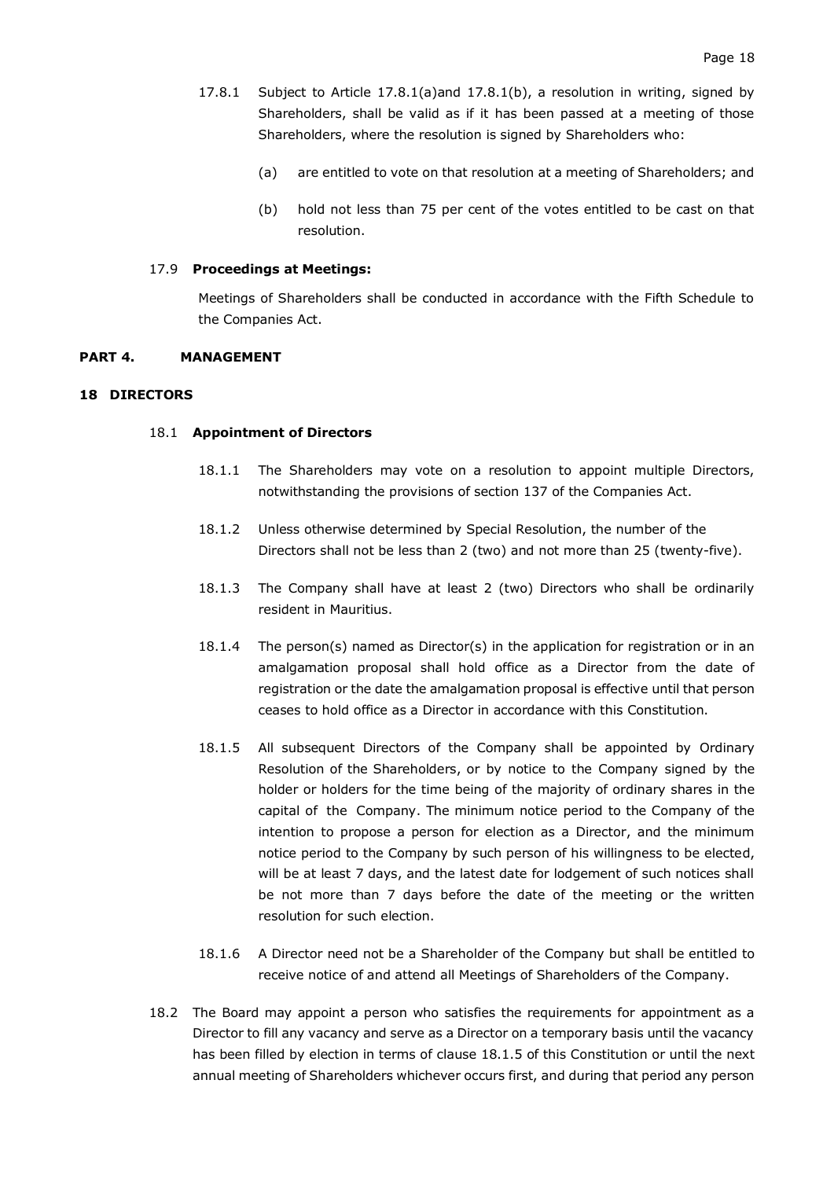17.8.1 Subject to Article 17.8.1(a)and 17.8.1(b), a resolution in writing, signed by Shareholders, shall be valid as if it has been passed at a meeting of those Shareholders, where the resolution is signed by Shareholders who:

(a) are entitled to vote on that resolution at a meeting of Shareholders; and

(b) hold not less than 75 per cent of the votes entitled to be cast on that resolution.

17.9 **Proceedings at Meetings:**

Meetings of Shareholders shall be conducted in accordance with the Fifth Schedule to the Companies Act.

## PART 4. MANAGEMENT

### 18 DIRECTORS

18.1 **Appointment of Directors**

18.1.1 The Shareholders may vote on a resolution to appoint multiple Directors, notwithstanding the provisions of section 137 of the Companies Act.

18.1.2 Unless otherwise determined by Special Resolution, the number of the Directors shall not be less than 2 (two) and not more than 25 (twenty-five).

18.1.3 The Company shall have at least 2 (two) Directors who shall be ordinarily resident in Mauritius.

18.1.4 The person(s) named as Director(s) in the application for registration or in an amalgamation proposal shall hold office as a Director from the date of registration or the date the amalgamation proposal is effective until that person ceases to hold office as a Director in accordance with this Constitution.

18.1.5 All subsequent Directors of the Company shall be appointed by Ordinary Resolution of the Shareholders, or by notice to the Company signed by the holder or holders for the time being of the majority of ordinary shares in the capital of the Company. The minimum notice period to the Company of the intention to propose a person for election as a Director, and the minimum notice period to the Company by such person of his willingness to be elected, will be at least 7 days, and the latest date for lodgement of such notices shall be not more than 7 days before the date of the meeting or the written resolution for such election.

18.1.6 A Director need not be a Shareholder of the Company but shall be entitled to receive notice of and attend all Meetings of Shareholders of the Company.

18.2 The Board may appoint a person who satisfies the requirements for appointment as a Director to fill any vacancy and serve as a Director on a temporary basis until the vacancy has been filled by election in terms of clause 18.1.5 of this Constitution or until the next annual meeting of Shareholders whichever occurs first, and during that period any person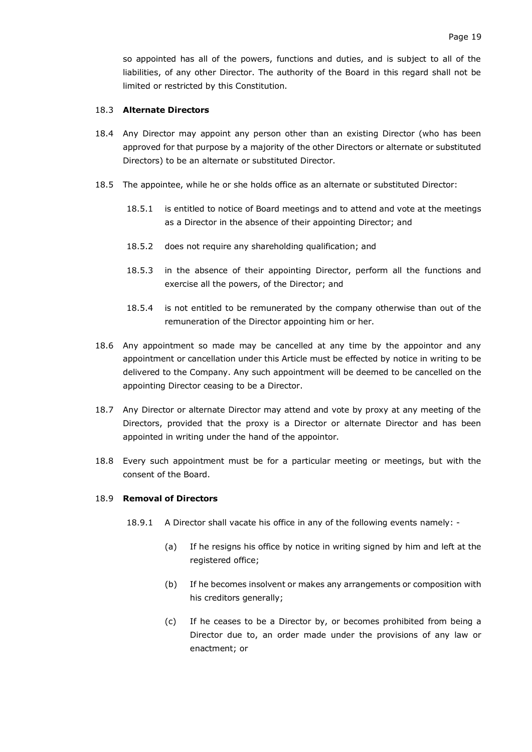so appointed has all of the powers, functions and duties, and is subject to all of the liabilities, of any other Director. The authority of the Board in this regard shall not be limited or restricted by this Constitution.

18.3 **Alternate Directors**

18.4 Any Director may appoint any person other than an existing Director (who has been approved for that purpose by a majority of the other Directors or alternate or substituted Directors) to be an alternate or substituted Director.

18.5 The appointee, while he or she holds office as an alternate or substituted Director:

18.5.1 is entitled to notice of Board meetings and to attend and vote at the meetings as a Director in the absence of their appointing Director; and

18.5.2 does not require any shareholding qualification; and

18.5.3 in the absence of their appointing Director, perform all the functions and exercise all the powers, of the Director; and

18.5.4 is not entitled to be remunerated by the company otherwise than out of the remuneration of the Director appointing him or her.

18.6 Any appointment so made may be cancelled at any time by the appointor and any appointment or cancellation under this Article must be effected by notice in writing to be delivered to the Company. Any such appointment will be deemed to be cancelled on the appointing Director ceasing to be a Director.

18.7 Any Director or alternate Director may attend and vote by proxy at any meeting of the Directors, provided that the proxy is a Director or alternate Director and has been appointed in writing under the hand of the appointor.

18.8 Every such appointment must be for a particular meeting or meetings, but with the consent of the Board.

18.9 **Removal of Directors**

18.9.1 A Director shall vacate his office in any of the following events namely: -

(a) If he resigns his office by notice in writing signed by him and left at the registered office;

(b) If he becomes insolvent or makes any arrangements or composition with his creditors generally;

(c) If he ceases to be a Director by, or becomes prohibited from being a Director due to, an order made under the provisions of any law or enactment; or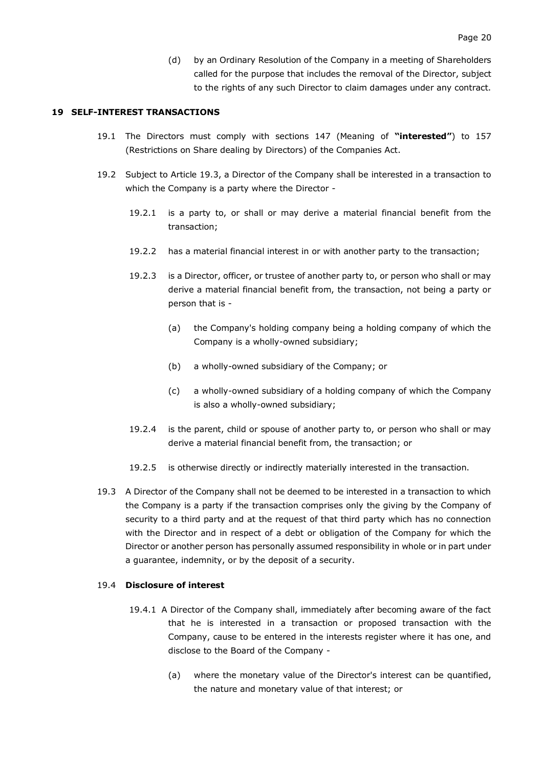(d) by an Ordinary Resolution of the Company in a meeting of Shareholders called for the purpose that includes the removal of the Director, subject to the rights of any such Director to claim damages under any contract.

## 19 SELF-INTEREST TRANSACTIONS

19.1 The Directors must comply with sections 147 (Meaning of **"interested"**) to 157 (Restrictions on Share dealing by Directors) of the Companies Act.

19.2 Subject to Article 19.3, a Director of the Company shall be interested in a transaction to which the Company is a party where the Director -

19.2.1 is a party to, or shall or may derive a material financial benefit from the transaction;

19.2.2 has a material financial interest in or with another party to the transaction;

19.2.3 is a Director, officer, or trustee of another party to, or person who shall or may derive a material financial benefit from, the transaction, not being a party or person that is -

(a) the Company's holding company being a holding company of which the Company is a wholly-owned subsidiary;

(b) a wholly-owned subsidiary of the Company; or

(c) a wholly-owned subsidiary of a holding company of which the Company is also a wholly-owned subsidiary;

19.2.4 is the parent, child or spouse of another party to, or person who shall or may derive a material financial benefit from, the transaction; or

19.2.5 is otherwise directly or indirectly materially interested in the transaction.

19.3 A Director of the Company shall not be deemed to be interested in a transaction to which the Company is a party if the transaction comprises only the giving by the Company of security to a third party and at the request of that third party which has no connection with the Director and in respect of a debt or obligation of the Company for which the Director or another person has personally assumed responsibility in whole or in part under a guarantee, indemnity, or by the deposit of a security.

19.4 **Disclosure of interest**

19.4.1 A Director of the Company shall, immediately after becoming aware of the fact that he is interested in a transaction or proposed transaction with the Company, cause to be entered in the interests register where it has one, and disclose to the Board of the Company -

(a) where the monetary value of the Director's interest can be quantified, the nature and monetary value of that interest; or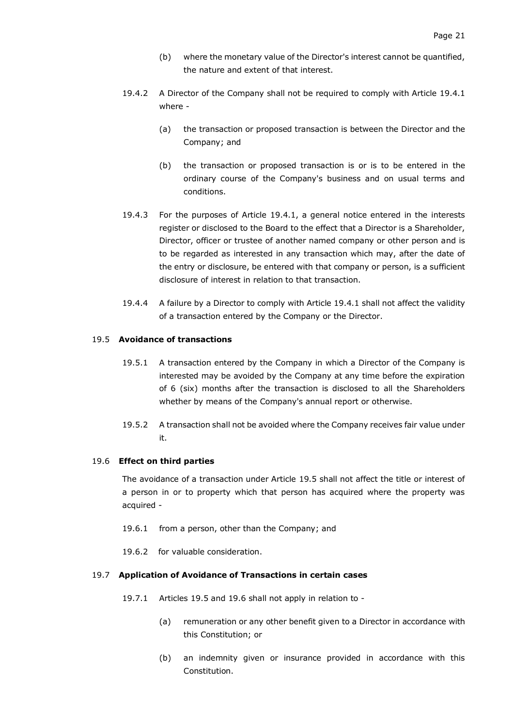(b) where the monetary value of the Director's interest cannot be quantified, the nature and extent of that interest.

19.4.2 A Director of the Company shall not be required to comply with Article 19.4.1 where -

(a) the transaction or proposed transaction is between the Director and the Company; and

(b) the transaction or proposed transaction is or is to be entered in the ordinary course of the Company's business and on usual terms and conditions.

19.4.3 For the purposes of Article 19.4.1, a general notice entered in the interests register or disclosed to the Board to the effect that a Director is a Shareholder, Director, officer or trustee of another named company or other person and is to be regarded as interested in any transaction which may, after the date of the entry or disclosure, be entered with that company or person, is a sufficient disclosure of interest in relation to that transaction.

19.4.4 A failure by a Director to comply with Article 19.4.1 shall not affect the validity of a transaction entered by the Company or the Director.

19.5 **Avoidance of transactions**

19.5.1 A transaction entered by the Company in which a Director of the Company is interested may be avoided by the Company at any time before the expiration of 6 (six) months after the transaction is disclosed to all the Shareholders whether by means of the Company's annual report or otherwise.

19.5.2 A transaction shall not be avoided where the Company receives fair value under it.

19.6 **Effect on third parties**

The avoidance of a transaction under Article 19.5 shall not affect the title or interest of a person in or to property which that person has acquired where the property was acquired -

19.6.1 from a person, other than the Company; and

19.6.2 for valuable consideration.

19.7 **Application of Avoidance of Transactions in certain cases**

19.7.1 Articles 19.5 and 19.6 shall not apply in relation to -

(a) remuneration or any other benefit given to a Director in accordance with this Constitution; or

(b) an indemnity given or insurance provided in accordance with this Constitution.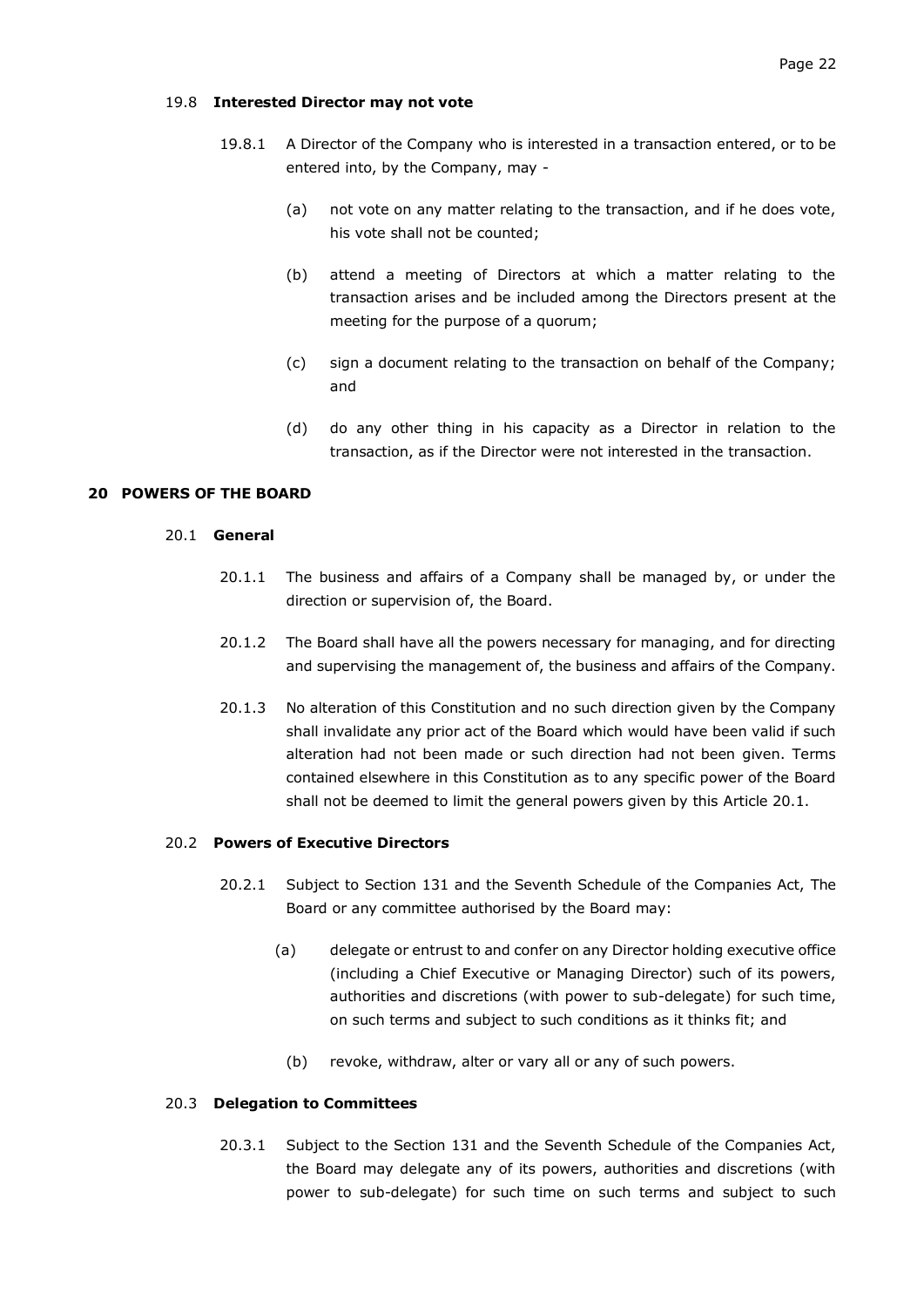19.8 **Interested Director may not vote**

19.8.1 A Director of the Company who is interested in a transaction entered, or to be entered into, by the Company, may -

(a) not vote on any matter relating to the transaction, and if he does vote, his vote shall not be counted;

(b) attend a meeting of Directors at which a matter relating to the transaction arises and be included among the Directors present at the meeting for the purpose of a quorum;

(c) sign a document relating to the transaction on behalf of the Company; and

(d) do any other thing in his capacity as a Director in relation to the transaction, as if the Director were not interested in the transaction.

## 20 POWERS OF THE BOARD

20.1 **General**

20.1.1 The business and affairs of a Company shall be managed by, or under the direction or supervision of, the Board.

20.1.2 The Board shall have all the powers necessary for managing, and for directing and supervising the management of, the business and affairs of the Company.

20.1.3 No alteration of this Constitution and no such direction given by the Company shall invalidate any prior act of the Board which would have been valid if such alteration had not been made or such direction had not been given. Terms contained elsewhere in this Constitution as to any specific power of the Board shall not be deemed to limit the general powers given by this Article 20.1.

20.2 **Powers of Executive Directors**

20.2.1 Subject to Section 131 and the Seventh Schedule of the Companies Act, The Board or any committee authorised by the Board may:

(a) delegate or entrust to and confer on any Director holding executive office (including a Chief Executive or Managing Director) such of its powers, authorities and discretions (with power to sub-delegate) for such time, on such terms and subject to such conditions as it thinks fit; and

(b) revoke, withdraw, alter or vary all or any of such powers.

20.3 **Delegation to Committees**

20.3.1 Subject to the Section 131 and the Seventh Schedule of the Companies Act, the Board may delegate any of its powers, authorities and discretions (with power to sub-delegate) for such time on such terms and subject to such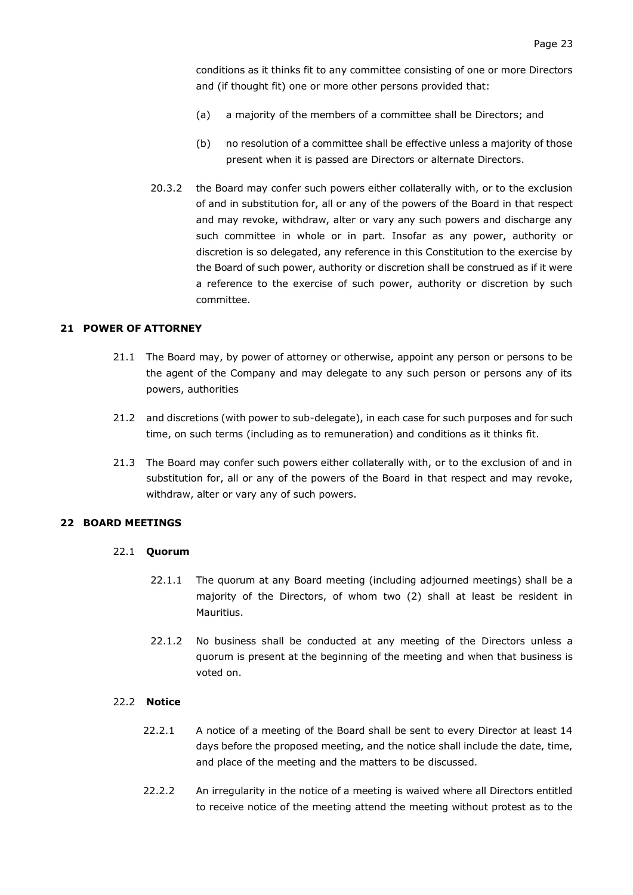conditions as it thinks fit to any committee consisting of one or more Directors and (if thought fit) one or more other persons provided that:

(a) a majority of the members of a committee shall be Directors; and

(b) no resolution of a committee shall be effective unless a majority of those present when it is passed are Directors or alternate Directors.

20.3.2 the Board may confer such powers either collaterally with, or to the exclusion of and in substitution for, all or any of the powers of the Board in that respect and may revoke, withdraw, alter or vary any such powers and discharge any such committee in whole or in part. Insofar as any power, authority or discretion is so delegated, any reference in this Constitution to the exercise by the Board of such power, authority or discretion shall be construed as if it were a reference to the exercise of such power, authority or discretion by such committee.

## 21 POWER OF ATTORNEY

21.1 The Board may, by power of attorney or otherwise, appoint any person or persons to be the agent of the Company and may delegate to any such person or persons any of its powers, authorities

21.2 and discretions (with power to sub-delegate), in each case for such purposes and for such time, on such terms (including as to remuneration) and conditions as it thinks fit.

21.3 The Board may confer such powers either collaterally with, or to the exclusion of and in substitution for, all or any of the powers of the Board in that respect and may revoke, withdraw, alter or vary any of such powers.

## 22 BOARD MEETINGS

### 22.1 Quorum

22.1.1 The quorum at any Board meeting (including adjourned meetings) shall be a majority of the Directors, of whom two (2) shall at least be resident in Mauritius.

22.1.2 No business shall be conducted at any meeting of the Directors unless a quorum is present at the beginning of the meeting and when that business is voted on.

### 22.2 Notice

22.2.1 A notice of a meeting of the Board shall be sent to every Director at least 14 days before the proposed meeting, and the notice shall include the date, time, and place of the meeting and the matters to be discussed.

22.2.2 An irregularity in the notice of a meeting is waived where all Directors entitled to receive notice of the meeting attend the meeting without protest as to the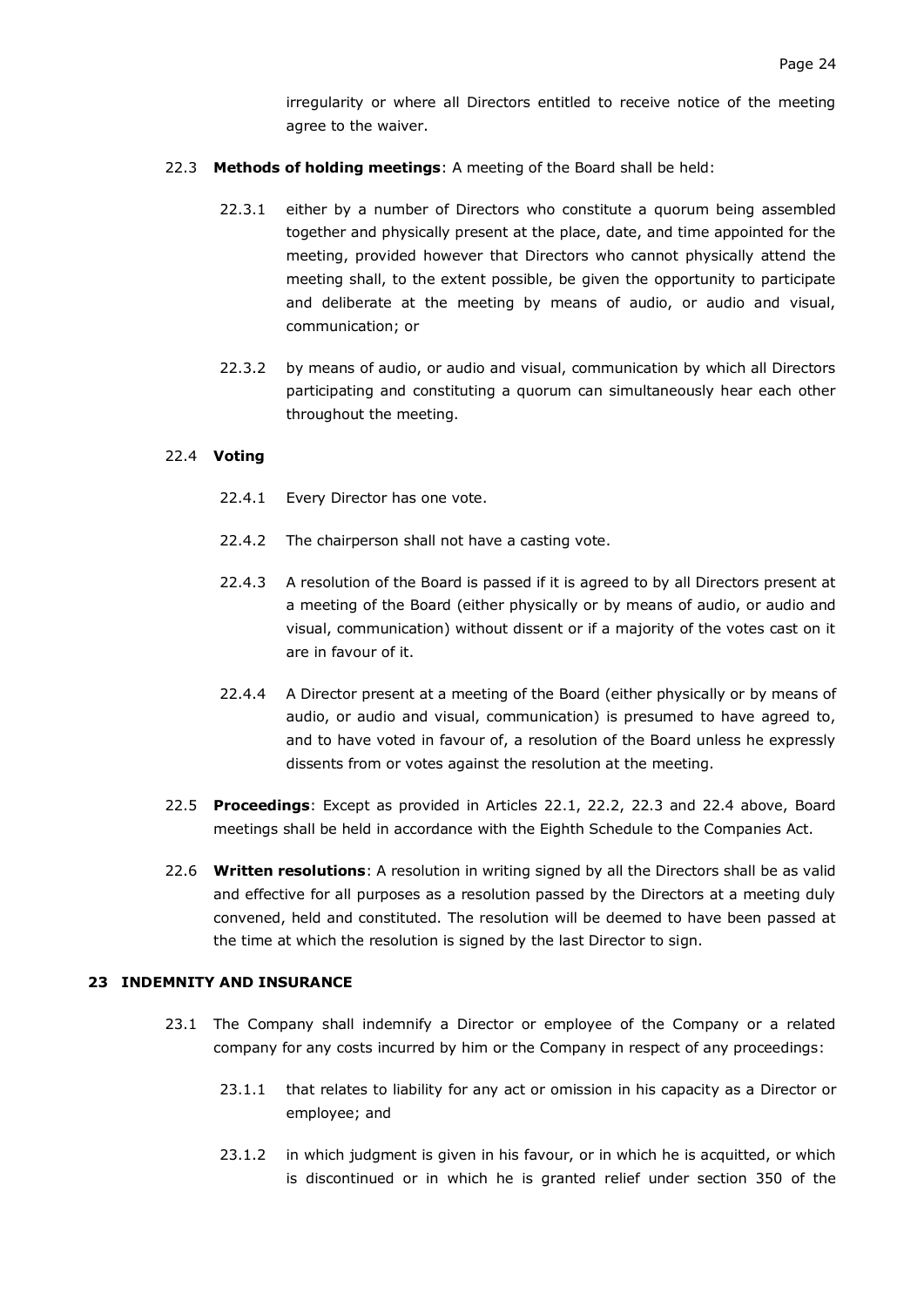irregularity or where all Directors entitled to receive notice of the meeting agree to the waiver.

22.3 **Methods of holding meetings**: A meeting of the Board shall be held:

22.3.1 either by a number of Directors who constitute a quorum being assembled together and physically present at the place, date, and time appointed for the meeting, provided however that Directors who cannot physically attend the meeting shall, to the extent possible, be given the opportunity to participate and deliberate at the meeting by means of audio, or audio and visual, communication; or

22.3.2 by means of audio, or audio and visual, communication by which all Directors participating and constituting a quorum can simultaneously hear each other throughout the meeting.

22.4 **Voting**

22.4.1 Every Director has one vote.

22.4.2 The chairperson shall not have a casting vote.

22.4.3 A resolution of the Board is passed if it is agreed to by all Directors present at a meeting of the Board (either physically or by means of audio, or audio and visual, communication) without dissent or if a majority of the votes cast on it are in favour of it.

22.4.4 A Director present at a meeting of the Board (either physically or by means of audio, or audio and visual, communication) is presumed to have agreed to, and to have voted in favour of, a resolution of the Board unless he expressly dissents from or votes against the resolution at the meeting.

22.5 **Proceedings**: Except as provided in Articles 22.1, 22.2, 22.3 and 22.4 above, Board meetings shall be held in accordance with the Eighth Schedule to the Companies Act.

22.6 **Written resolutions**: A resolution in writing signed by all the Directors shall be as valid and effective for all purposes as a resolution passed by the Directors at a meeting duly convened, held and constituted. The resolution will be deemed to have been passed at the time at which the resolution is signed by the last Director to sign.

## 23 INDEMNITY AND INSURANCE

23.1 The Company shall indemnify a Director or employee of the Company or a related company for any costs incurred by him or the Company in respect of any proceedings:

23.1.1 that relates to liability for any act or omission in his capacity as a Director or employee; and

23.1.2 in which judgment is given in his favour, or in which he is acquitted, or which is discontinued or in which he is granted relief under section 350 of the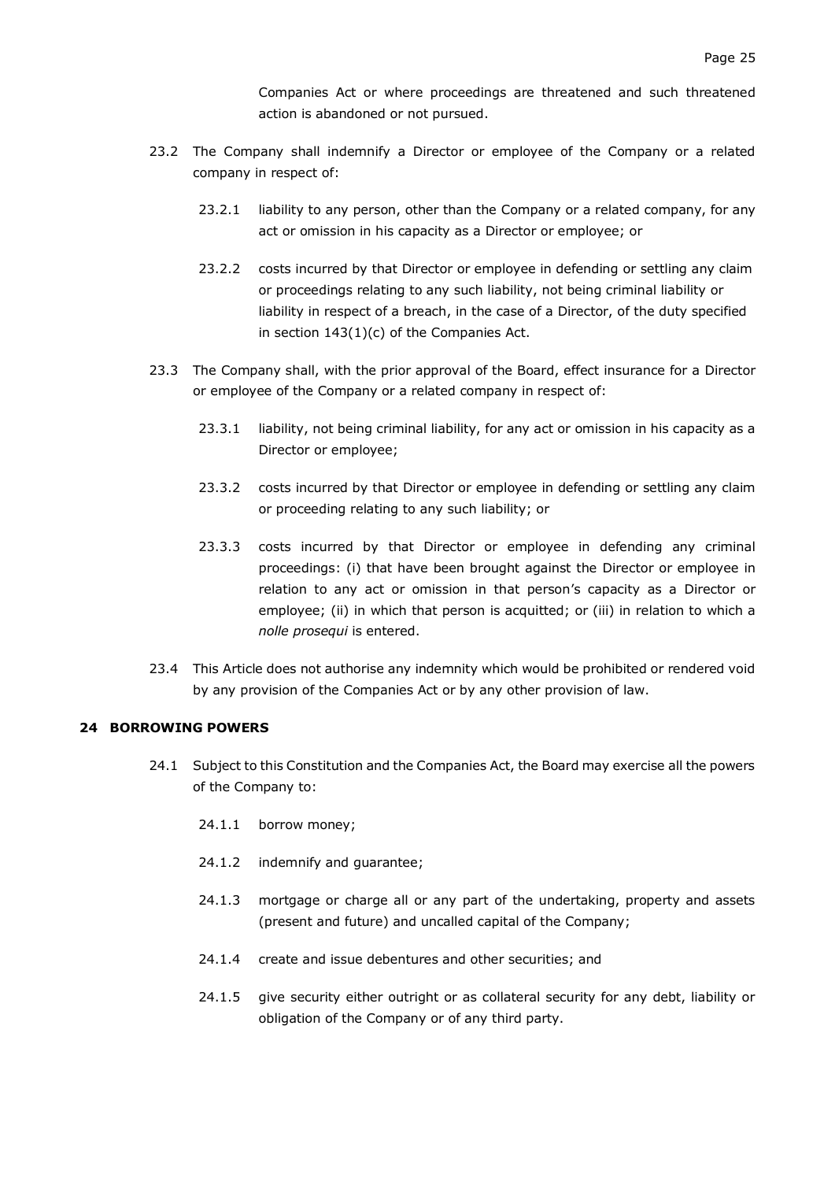Companies Act or where proceedings are threatened and such threatened action is abandoned or not pursued.

23.2 The Company shall indemnify a Director or employee of the Company or a related company in respect of:

23.2.1 liability to any person, other than the Company or a related company, for any act or omission in his capacity as a Director or employee; or

23.2.2 costs incurred by that Director or employee in defending or settling any claim or proceedings relating to any such liability, not being criminal liability or liability in respect of a breach, in the case of a Director, of the duty specified in section 143(1)(c) of the Companies Act.

23.3 The Company shall, with the prior approval of the Board, effect insurance for a Director or employee of the Company or a related company in respect of:

23.3.1 liability, not being criminal liability, for any act or omission in his capacity as a Director or employee;

23.3.2 costs incurred by that Director or employee in defending or settling any claim or proceeding relating to any such liability; or

23.3.3 costs incurred by that Director or employee in defending any criminal proceedings: (i) that have been brought against the Director or employee in relation to any act or omission in that person's capacity as a Director or employee; (ii) in which that person is acquitted; or (iii) in relation to which a *nolle prosequi* is entered.

23.4 This Article does not authorise any indemnity which would be prohibited or rendered void by any provision of the Companies Act or by any other provision of law.

## 24 BORROWING POWERS

24.1 Subject to this Constitution and the Companies Act, the Board may exercise all the powers of the Company to:

24.1.1 borrow money;

24.1.2 indemnify and guarantee;

24.1.3 mortgage or charge all or any part of the undertaking, property and assets (present and future) and uncalled capital of the Company;

24.1.4 create and issue debentures and other securities; and

24.1.5 give security either outright or as collateral security for any debt, liability or obligation of the Company or of any third party.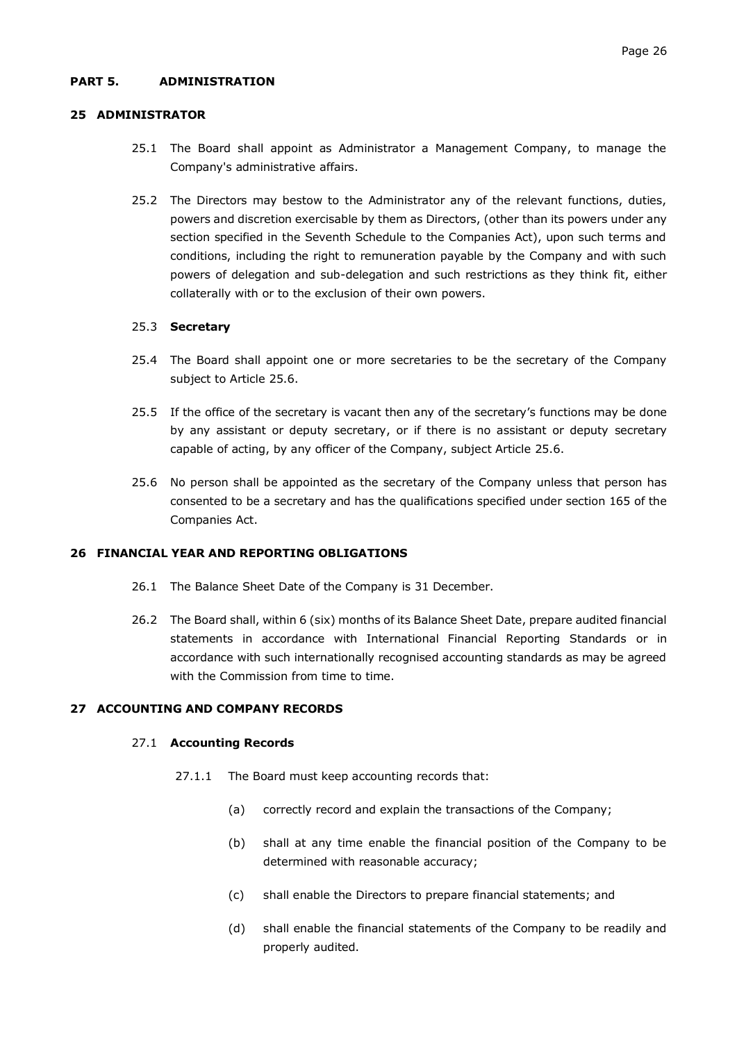## PART 5. ADMINISTRATION

### 25 ADMINISTRATOR

25.1 The Board shall appoint as Administrator a Management Company, to manage the Company's administrative affairs.

25.2 The Directors may bestow to the Administrator any of the relevant functions, duties, powers and discretion exercisable by them as Directors, (other than its powers under any section specified in the Seventh Schedule to the Companies Act), upon such terms and conditions, including the right to remuneration payable by the Company and with such powers of delegation and sub-delegation and such restrictions as they think fit, either collaterally with or to the exclusion of their own powers.

25.3 **Secretary**

25.4 The Board shall appoint one or more secretaries to be the secretary of the Company subject to Article 25.6.

25.5 If the office of the secretary is vacant then any of the secretary's functions may be done by any assistant or deputy secretary, or if there is no assistant or deputy secretary capable of acting, by any officer of the Company, subject Article 25.6.

25.6 No person shall be appointed as the secretary of the Company unless that person has consented to be a secretary and has the qualifications specified under section 165 of the Companies Act.

### 26 FINANCIAL YEAR AND REPORTING OBLIGATIONS

26.1 The Balance Sheet Date of the Company is 31 December.

26.2 The Board shall, within 6 (six) months of its Balance Sheet Date, prepare audited financial statements in accordance with International Financial Reporting Standards or in accordance with such internationally recognised accounting standards as may be agreed with the Commission from time to time.

### 27 ACCOUNTING AND COMPANY RECORDS

27.1 **Accounting Records**

27.1.1 The Board must keep accounting records that:

(a) correctly record and explain the transactions of the Company;

(b) shall at any time enable the financial position of the Company to be determined with reasonable accuracy;

(c) shall enable the Directors to prepare financial statements; and

(d) shall enable the financial statements of the Company to be readily and properly audited.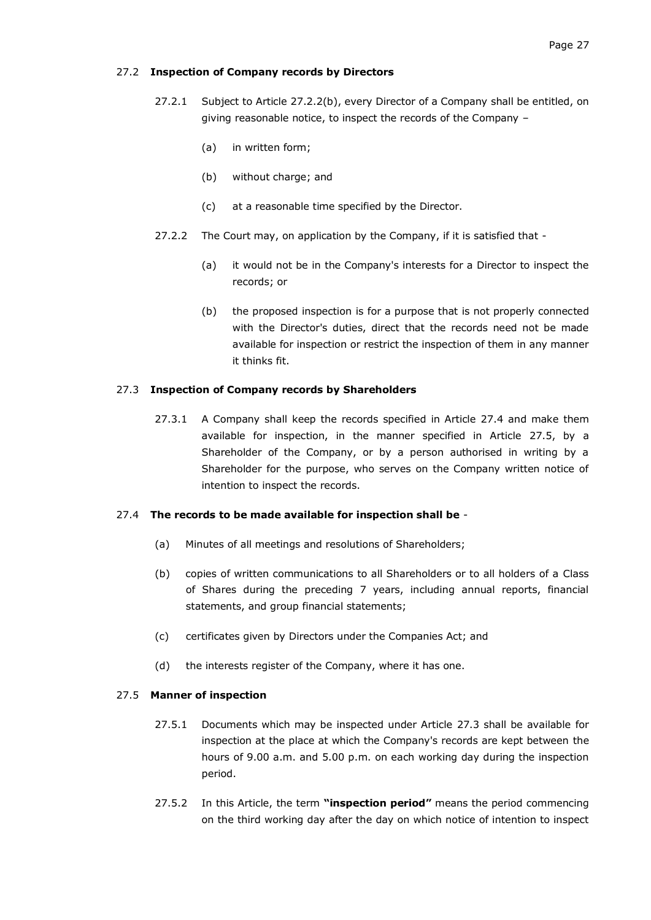### 27.2 **Inspection of Company records by Directors**

27.2.1 Subject to Article 27.2.2(b), every Director of a Company shall be entitled, on giving reasonable notice, to inspect the records of the Company –

(a) in written form;

(b) without charge; and

(c) at a reasonable time specified by the Director.

27.2.2 The Court may, on application by the Company, if it is satisfied that -

(a) it would not be in the Company's interests for a Director to inspect the records; or

(b) the proposed inspection is for a purpose that is not properly connected with the Director's duties, direct that the records need not be made available for inspection or restrict the inspection of them in any manner it thinks fit.

### 27.3 **Inspection of Company records by Shareholders**

27.3.1 A Company shall keep the records specified in Article 27.4 and make them available for inspection, in the manner specified in Article 27.5, by a Shareholder of the Company, or by a person authorised in writing by a Shareholder for the purpose, who serves on the Company written notice of intention to inspect the records.

### 27.4 **The records to be made available for inspection shall be** -

(a) Minutes of all meetings and resolutions of Shareholders;

(b) copies of written communications to all Shareholders or to all holders of a Class of Shares during the preceding 7 years, including annual reports, financial statements, and group financial statements;

(c) certificates given by Directors under the Companies Act; and

(d) the interests register of the Company, where it has one.

### 27.5 **Manner of inspection**

27.5.1 Documents which may be inspected under Article 27.3 shall be available for inspection at the place at which the Company's records are kept between the hours of 9.00 a.m. and 5.00 p.m. on each working day during the inspection period.

27.5.2 In this Article, the term **"inspection period"** means the period commencing on the third working day after the day on which notice of intention to inspect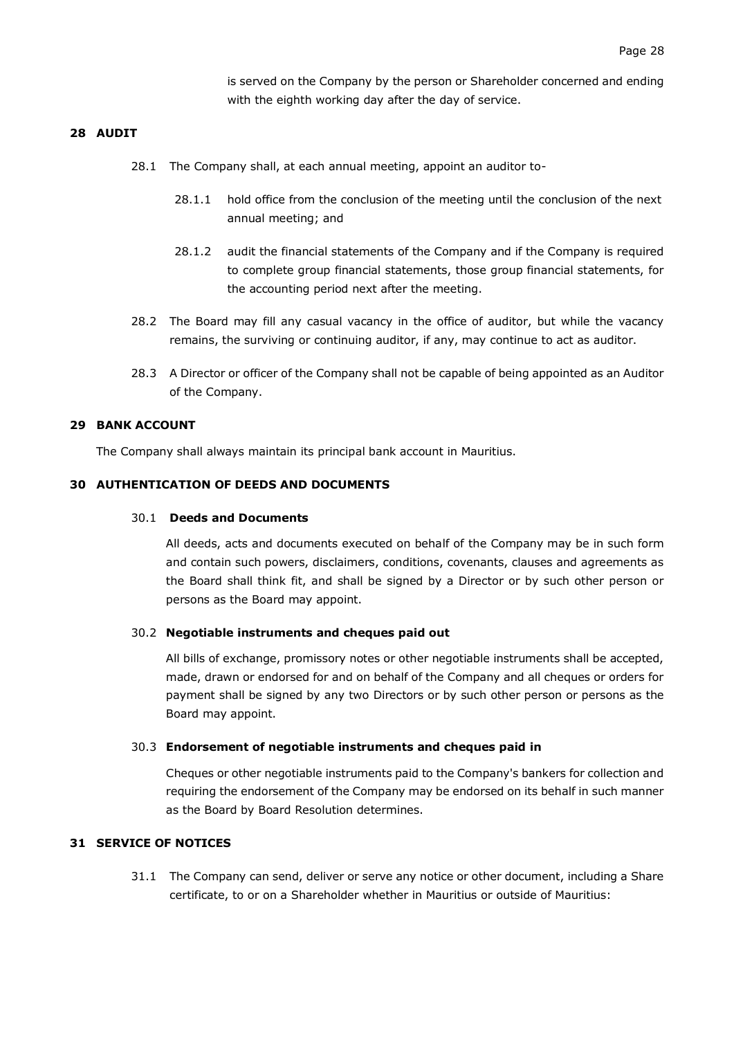is served on the Company by the person or Shareholder concerned and ending with the eighth working day after the day of service.

## 28 AUDIT

28.1 The Company shall, at each annual meeting, appoint an auditor to-

28.1.1 hold office from the conclusion of the meeting until the conclusion of the next annual meeting; and

28.1.2 audit the financial statements of the Company and if the Company is required to complete group financial statements, those group financial statements, for the accounting period next after the meeting.

28.2 The Board may fill any casual vacancy in the office of auditor, but while the vacancy remains, the surviving or continuing auditor, if any, may continue to act as auditor.

28.3 A Director or officer of the Company shall not be capable of being appointed as an Auditor of the Company.

## 29 BANK ACCOUNT

The Company shall always maintain its principal bank account in Mauritius.

## 30 AUTHENTICATION OF DEEDS AND DOCUMENTS

### 30.1 Deeds and Documents

All deeds, acts and documents executed on behalf of the Company may be in such form and contain such powers, disclaimers, conditions, covenants, clauses and agreements as the Board shall think fit, and shall be signed by a Director or by such other person or persons as the Board may appoint.

### 30.2 Negotiable instruments and cheques paid out

All bills of exchange, promissory notes or other negotiable instruments shall be accepted, made, drawn or endorsed for and on behalf of the Company and all cheques or orders for payment shall be signed by any two Directors or by such other person or persons as the Board may appoint.

### 30.3 Endorsement of negotiable instruments and cheques paid in

Cheques or other negotiable instruments paid to the Company's bankers for collection and requiring the endorsement of the Company may be endorsed on its behalf in such manner as the Board by Board Resolution determines.

## 31 SERVICE OF NOTICES

31.1 The Company can send, deliver or serve any notice or other document, including a Share certificate, to or on a Shareholder whether in Mauritius or outside of Mauritius: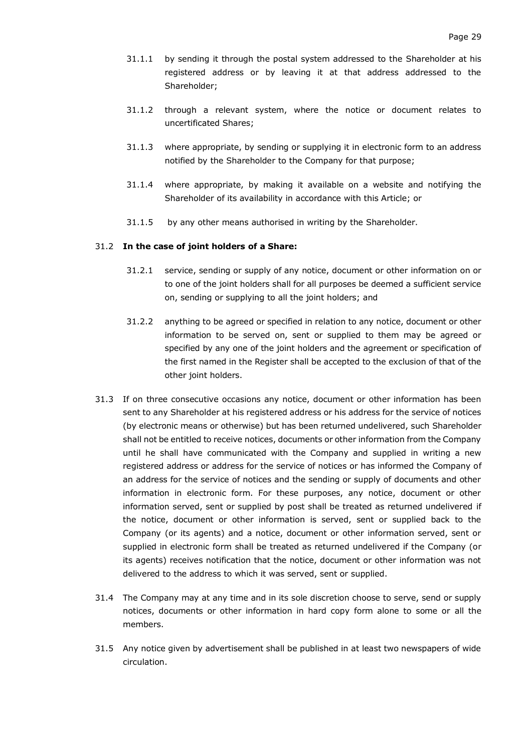31.1.1 by sending it through the postal system addressed to the Shareholder at his registered address or by leaving it at that address addressed to the Shareholder;

31.1.2 through a relevant system, where the notice or document relates to uncertificated Shares;

31.1.3 where appropriate, by sending or supplying it in electronic form to an address notified by the Shareholder to the Company for that purpose;

31.1.4 where appropriate, by making it available on a website and notifying the Shareholder of its availability in accordance with this Article; or

31.1.5 by any other means authorised in writing by the Shareholder.

31.2 **In the case of joint holders of a Share:**

31.2.1 service, sending or supply of any notice, document or other information on or to one of the joint holders shall for all purposes be deemed a sufficient service on, sending or supplying to all the joint holders; and

31.2.2 anything to be agreed or specified in relation to any notice, document or other information to be served on, sent or supplied to them may be agreed or specified by any one of the joint holders and the agreement or specification of the first named in the Register shall be accepted to the exclusion of that of the other joint holders.

31.3 If on three consecutive occasions any notice, document or other information has been sent to any Shareholder at his registered address or his address for the service of notices (by electronic means or otherwise) but has been returned undelivered, such Shareholder shall not be entitled to receive notices, documents or other information from the Company until he shall have communicated with the Company and supplied in writing a new registered address or address for the service of notices or has informed the Company of an address for the service of notices and the sending or supply of documents and other information in electronic form. For these purposes, any notice, document or other information served, sent or supplied by post shall be treated as returned undelivered if the notice, document or other information is served, sent or supplied back to the Company (or its agents) and a notice, document or other information served, sent or supplied in electronic form shall be treated as returned undelivered if the Company (or its agents) receives notification that the notice, document or other information was not delivered to the address to which it was served, sent or supplied.

31.4 The Company may at any time and in its sole discretion choose to serve, send or supply notices, documents or other information in hard copy form alone to some or all the members.

31.5 Any notice given by advertisement shall be published in at least two newspapers of wide circulation.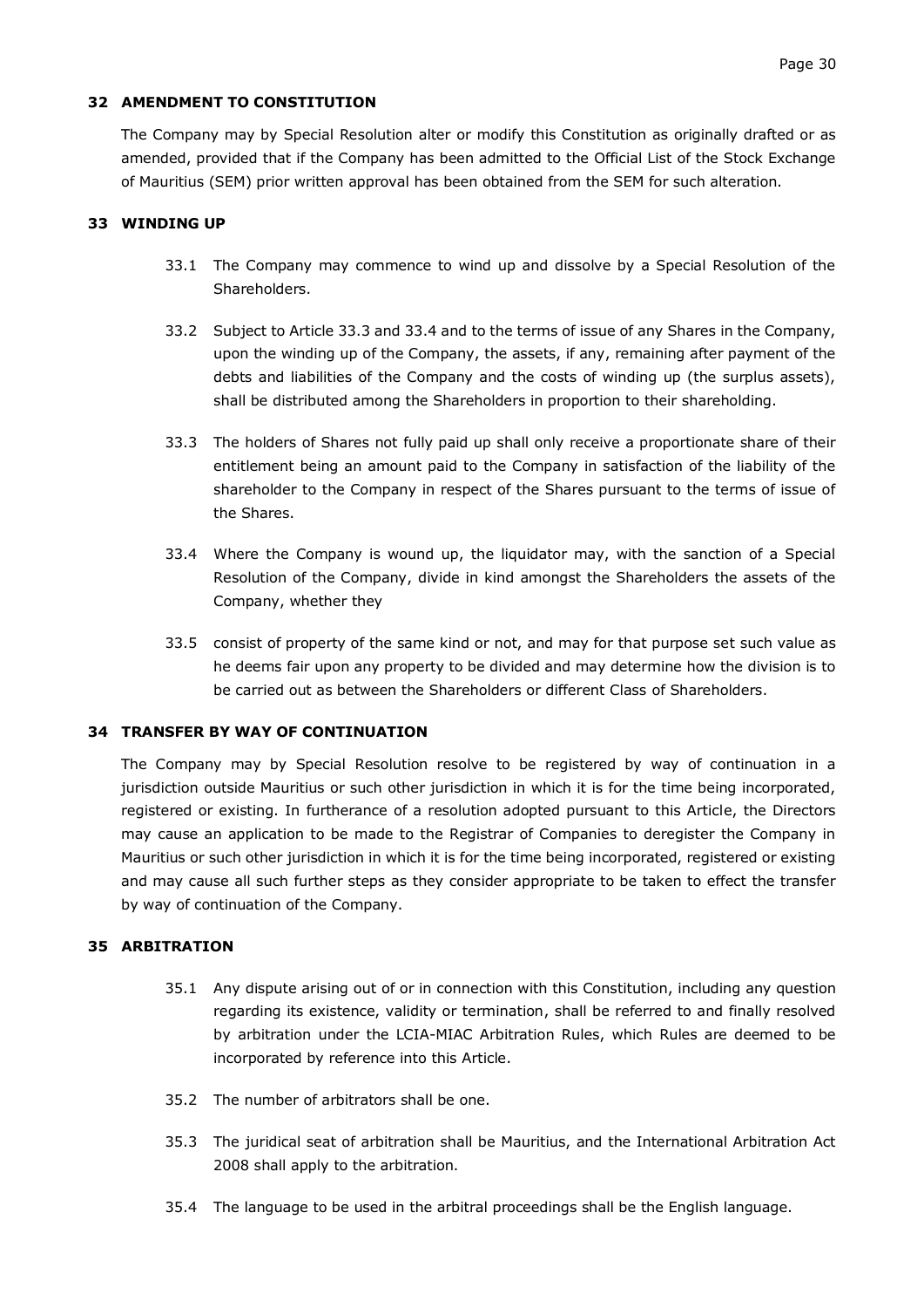## 32 AMENDMENT TO CONSTITUTION

The Company may by Special Resolution alter or modify this Constitution as originally drafted or as amended, provided that if the Company has been admitted to the Official List of the Stock Exchange of Mauritius (SEM) prior written approval has been obtained from the SEM for such alteration.

## 33 WINDING UP

33.1 The Company may commence to wind up and dissolve by a Special Resolution of the Shareholders.

33.2 Subject to Article 33.3 and 33.4 and to the terms of issue of any Shares in the Company, upon the winding up of the Company, the assets, if any, remaining after payment of the debts and liabilities of the Company and the costs of winding up (the surplus assets), shall be distributed among the Shareholders in proportion to their shareholding.

33.3 The holders of Shares not fully paid up shall only receive a proportionate share of their entitlement being an amount paid to the Company in satisfaction of the liability of the shareholder to the Company in respect of the Shares pursuant to the terms of issue of the Shares.

33.4 Where the Company is wound up, the liquidator may, with the sanction of a Special Resolution of the Company, divide in kind amongst the Shareholders the assets of the Company, whether they

33.5 consist of property of the same kind or not, and may for that purpose set such value as he deems fair upon any property to be divided and may determine how the division is to be carried out as between the Shareholders or different Class of Shareholders.

## 34 TRANSFER BY WAY OF CONTINUATION

The Company may by Special Resolution resolve to be registered by way of continuation in a jurisdiction outside Mauritius or such other jurisdiction in which it is for the time being incorporated, registered or existing. In furtherance of a resolution adopted pursuant to this Article, the Directors may cause an application to be made to the Registrar of Companies to deregister the Company in Mauritius or such other jurisdiction in which it is for the time being incorporated, registered or existing and may cause all such further steps as they consider appropriate to be taken to effect the transfer by way of continuation of the Company.

## 35 ARBITRATION

35.1 Any dispute arising out of or in connection with this Constitution, including any question regarding its existence, validity or termination, shall be referred to and finally resolved by arbitration under the LCIA-MIAC Arbitration Rules, which Rules are deemed to be incorporated by reference into this Article.

35.2 The number of arbitrators shall be one.

35.3 The juridical seat of arbitration shall be Mauritius, and the International Arbitration Act 2008 shall apply to the arbitration.

35.4 The language to be used in the arbitral proceedings shall be the English language.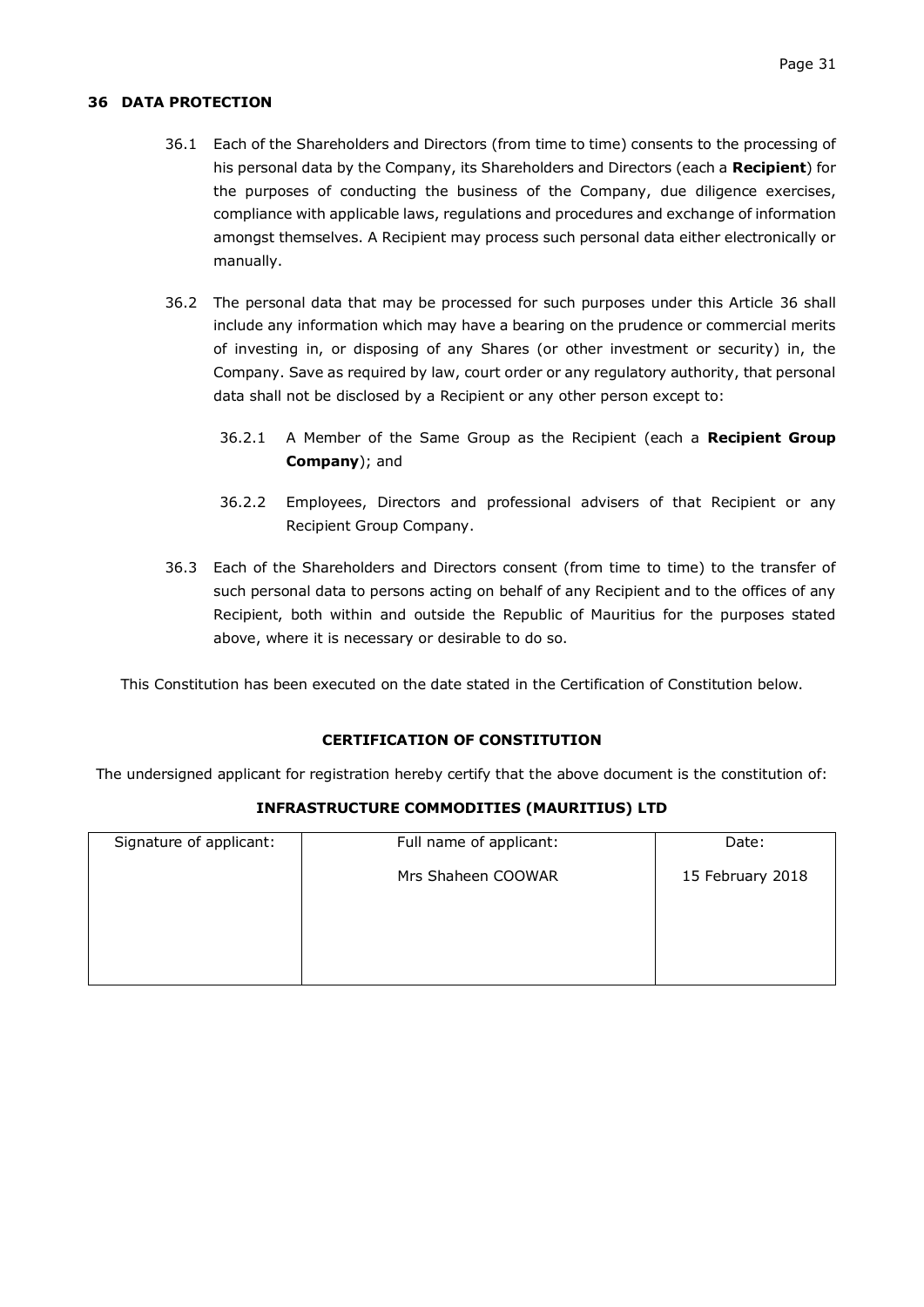## 36 DATA PROTECTION

36.1 Each of the Shareholders and Directors (from time to time) consents to the processing of his personal data by the Company, its Shareholders and Directors (each a **Recipient**) for the purposes of conducting the business of the Company, due diligence exercises, compliance with applicable laws, regulations and procedures and exchange of information amongst themselves. A Recipient may process such personal data either electronically or manually.

36.2 The personal data that may be processed for such purposes under this Article 36 shall include any information which may have a bearing on the prudence or commercial merits of investing in, or disposing of any Shares (or other investment or security) in, the Company. Save as required by law, court order or any regulatory authority, that personal data shall not be disclosed by a Recipient or any other person except to:

36.2.1 A Member of the Same Group as the Recipient (each a **Recipient Group Company**); and

36.2.2 Employees, Directors and professional advisers of that Recipient or any Recipient Group Company.

36.3 Each of the Shareholders and Directors consent (from time to time) to the transfer of such personal data to persons acting on behalf of any Recipient and to the offices of any Recipient, both within and outside the Republic of Mauritius for the purposes stated above, where it is necessary or desirable to do so.

This Constitution has been executed on the date stated in the Certification of Constitution below.

**CERTIFICATION OF CONSTITUTION**

The undersigned applicant for registration hereby certify that the above document is the constitution of:

**INFRASTRUCTURE COMMODITIES (MAURITIUS) LTD**

| Signature of applicant: | Full name of applicant: | Date: |
|---|---|---|
| | Mrs Shaheen COOWAR | 15 February 2018 |